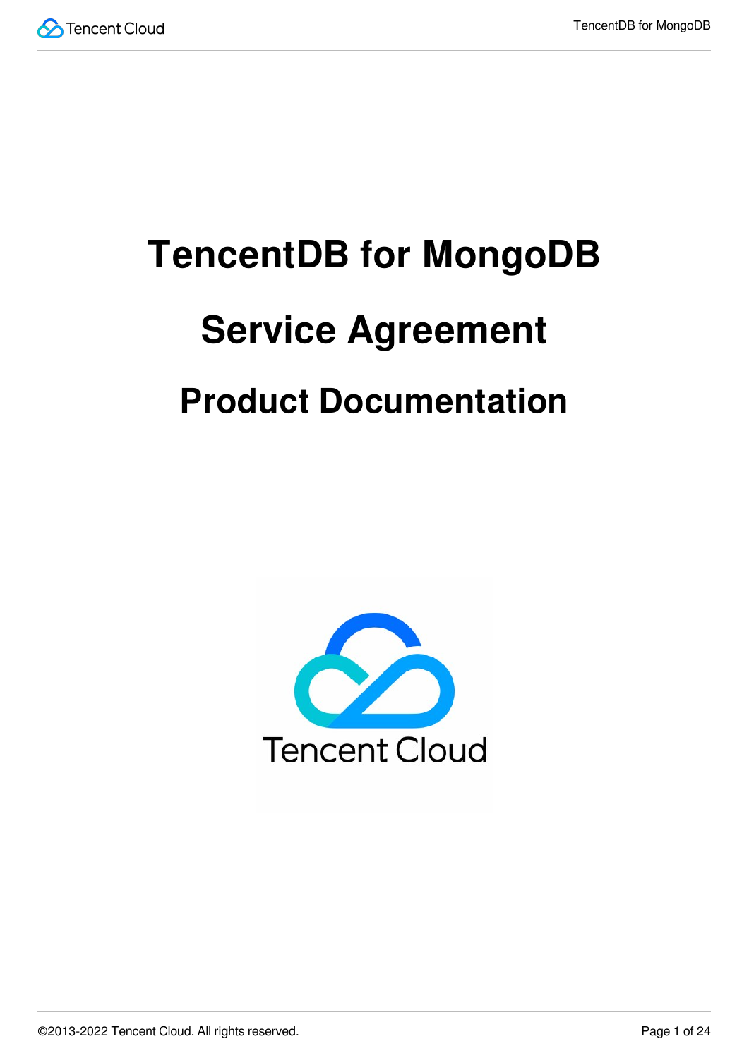# TencentDB for MongoDB

# Service Agreement

## Product Documentation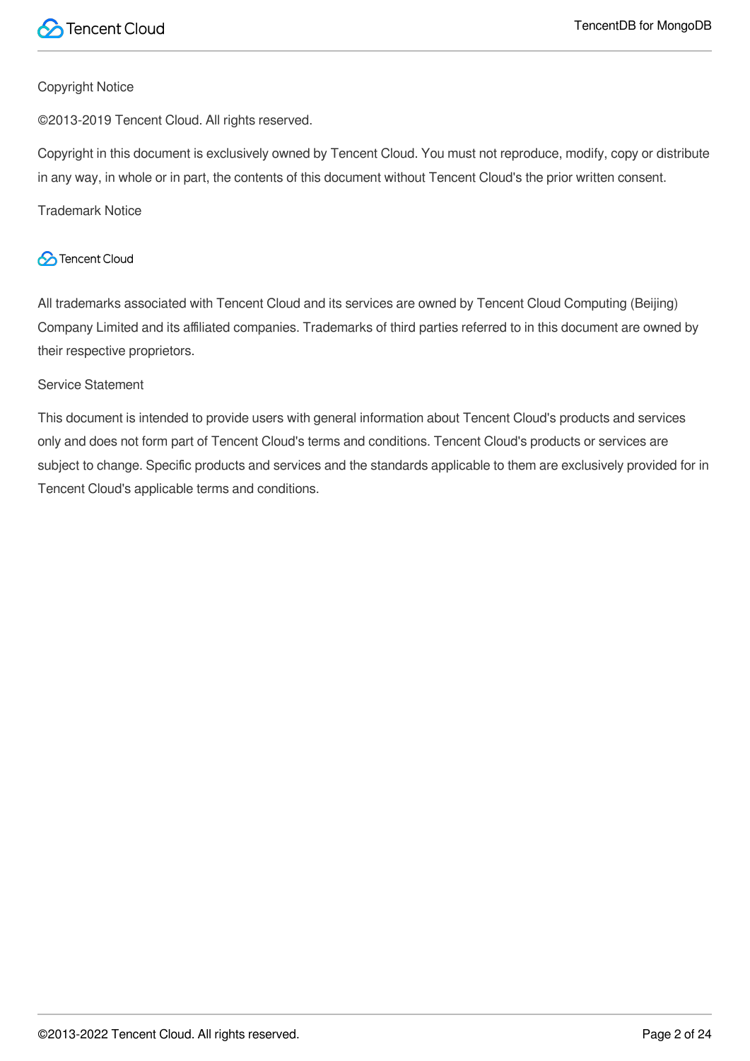Copyright Notice

©2013-2019 Tencent Cloud. All rights reserved.

Copyright in this document is exclusively owned by Tencent Cloud. You must not reproduce, modify, copy or distribute in any way, in whole or in part, the contents of this document without Tencent Cloud's the prior written consent.

Trademark Notice

Tencent Cloud

All trademarks associated with Tencent Cloud and its services are owned by Tencent Cloud Computing (Beijing) Company Limited and its affiliated companies. Trademarks of third parties referred to in this document are owned by their respective proprietors.

Service Statement

This document is intended to provide users with general information about Tencent Cloud's products and services only and does not form part of Tencent Cloud's terms and conditions. Tencent Cloud's products or services are subject to change. Specific products and services and the standards applicable to them are exclusively provided for in Tencent Cloud's applicable terms and conditions.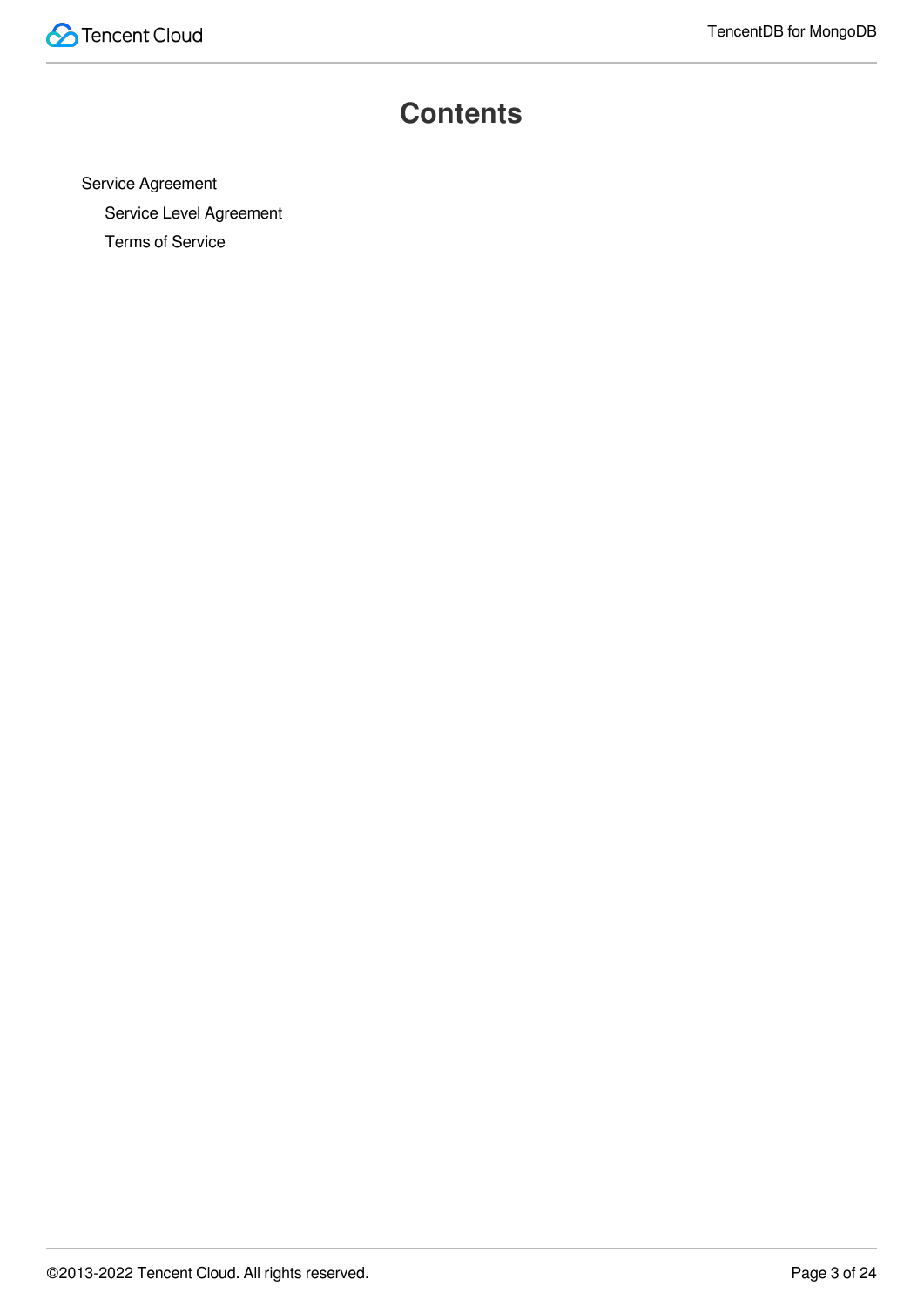# Contents

- Service Agreement
  - Service Level Agreement
  - Terms of Service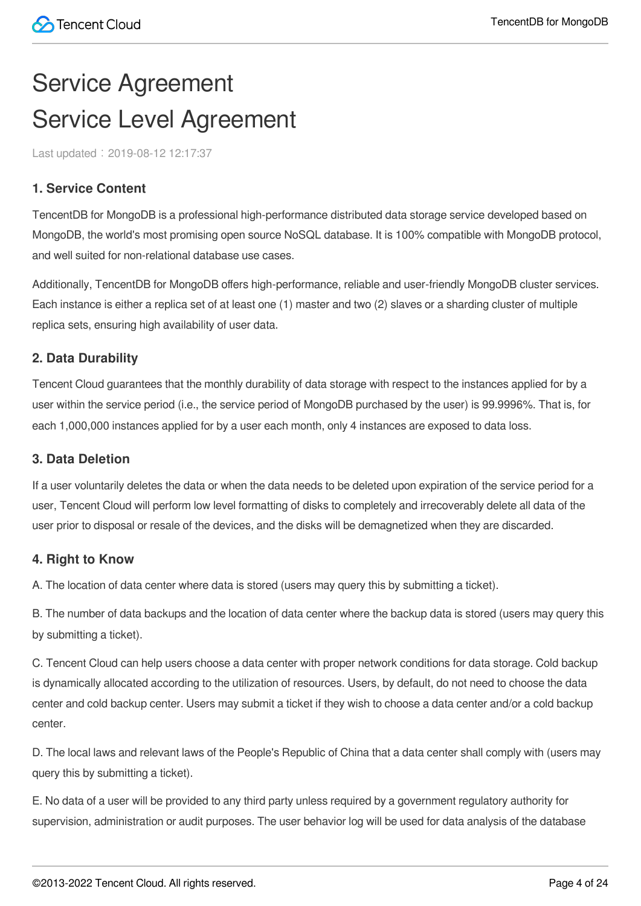# Service Agreement
# Service Level Agreement

Last updated：2019-08-12 12:17:37

### 1. Service Content

TencentDB for MongoDB is a professional high-performance distributed data storage service developed based on MongoDB, the world's most promising open source NoSQL database. It is 100% compatible with MongoDB protocol, and well suited for non-relational database use cases.

Additionally, TencentDB for MongoDB offers high-performance, reliable and user-friendly MongoDB cluster services. Each instance is either a replica set of at least one (1) master and two (2) slaves or a sharding cluster of multiple replica sets, ensuring high availability of user data.

### 2. Data Durability

Tencent Cloud guarantees that the monthly durability of data storage with respect to the instances applied for by a user within the service period (i.e., the service period of MongoDB purchased by the user) is 99.9996%. That is, for each 1,000,000 instances applied for by a user each month, only 4 instances are exposed to data loss.

### 3. Data Deletion

If a user voluntarily deletes the data or when the data needs to be deleted upon expiration of the service period for a user, Tencent Cloud will perform low level formatting of disks to completely and irrecoverably delete all data of the user prior to disposal or resale of the devices, and the disks will be demagnetized when they are discarded.

### 4. Right to Know

A. The location of data center where data is stored (users may query this by submitting a ticket).

B. The number of data backups and the location of data center where the backup data is stored (users may query this by submitting a ticket).

C. Tencent Cloud can help users choose a data center with proper network conditions for data storage. Cold backup is dynamically allocated according to the utilization of resources. Users, by default, do not need to choose the data center and cold backup center. Users may submit a ticket if they wish to choose a data center and/or a cold backup center.

D. The local laws and relevant laws of the People's Republic of China that a data center shall comply with (users may query this by submitting a ticket).

E. No data of a user will be provided to any third party unless required by a government regulatory authority for supervision, administration or audit purposes. The user behavior log will be used for data analysis of the database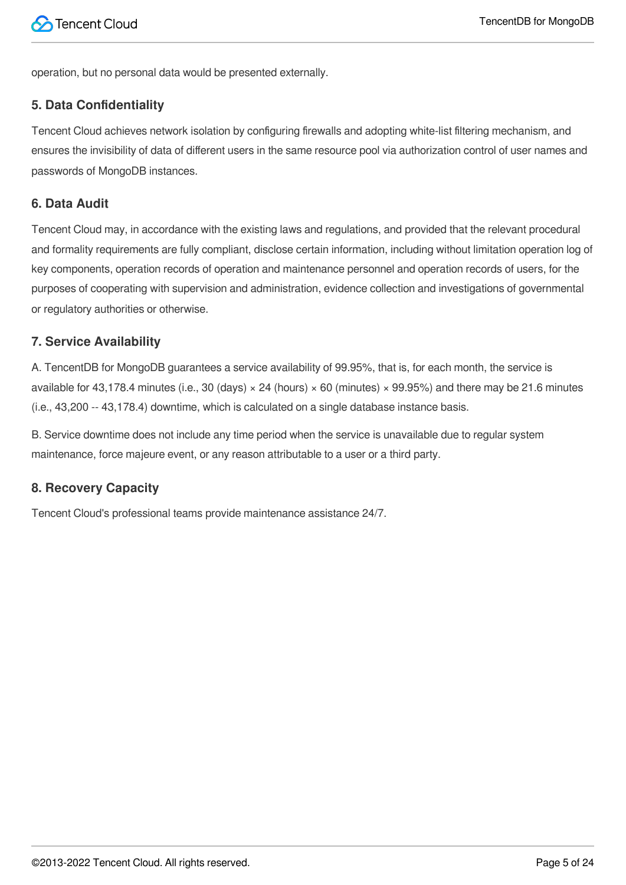operation, but no personal data would be presented externally.

### 5. Data Confidentiality

Tencent Cloud achieves network isolation by configuring firewalls and adopting white-list filtering mechanism, and ensures the invisibility of data of different users in the same resource pool via authorization control of user names and passwords of MongoDB instances.

### 6. Data Audit

Tencent Cloud may, in accordance with the existing laws and regulations, and provided that the relevant procedural and formality requirements are fully compliant, disclose certain information, including without limitation operation log of key components, operation records of operation and maintenance personnel and operation records of users, for the purposes of cooperating with supervision and administration, evidence collection and investigations of governmental or regulatory authorities or otherwise.

### 7. Service Availability

A. TencentDB for MongoDB guarantees a service availability of 99.95%, that is, for each month, the service is available for 43,178.4 minutes (i.e., 30 (days) × 24 (hours) × 60 (minutes) × 99.95%) and there may be 21.6 minutes (i.e., 43,200 -- 43,178.4) downtime, which is calculated on a single database instance basis.

B. Service downtime does not include any time period when the service is unavailable due to regular system maintenance, force majeure event, or any reason attributable to a user or a third party.

### 8. Recovery Capacity

Tencent Cloud's professional teams provide maintenance assistance 24/7.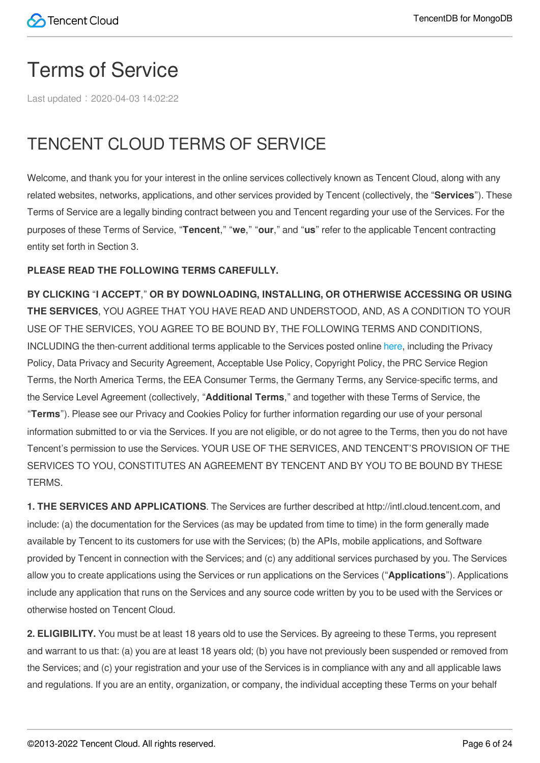# Terms of Service

Last updated：2020-04-03 14:02:22

## TENCENT CLOUD TERMS OF SERVICE

Welcome, and thank you for your interest in the online services collectively known as Tencent Cloud, along with any related websites, networks, applications, and other services provided by Tencent (collectively, the "**Services**"). These Terms of Service are a legally binding contract between you and Tencent regarding your use of the Services. For the purposes of these Terms of Service, "**Tencent**," "**we**," "**our**," and "**us**" refer to the applicable Tencent contracting entity set forth in Section 3.

**PLEASE READ THE FOLLOWING TERMS CAREFULLY.**

**BY CLICKING "I ACCEPT," OR BY DOWNLOADING, INSTALLING, OR OTHERWISE ACCESSING OR USING THE SERVICES**, YOU AGREE THAT YOU HAVE READ AND UNDERSTOOD, AND, AS A CONDITION TO YOUR USE OF THE SERVICES, YOU AGREE TO BE BOUND BY, THE FOLLOWING TERMS AND CONDITIONS, INCLUDING the then-current additional terms applicable to the Services posted online here, including the Privacy Policy, Data Privacy and Security Agreement, Acceptable Use Policy, Copyright Policy, the PRC Service Region Terms, the North America Terms, the EEA Consumer Terms, the Germany Terms, any Service-specific terms, and the Service Level Agreement (collectively, "**Additional Terms**," and together with these Terms of Service, the "**Terms**"). Please see our Privacy and Cookies Policy for further information regarding our use of your personal information submitted to or via the Services. If you are not eligible, or do not agree to the Terms, then you do not have Tencent's permission to use the Services. YOUR USE OF THE SERVICES, AND TENCENT'S PROVISION OF THE SERVICES TO YOU, CONSTITUTES AN AGREEMENT BY TENCENT AND BY YOU TO BE BOUND BY THESE TERMS.

**1. THE SERVICES AND APPLICATIONS**. The Services are further described at http://intl.cloud.tencent.com, and include: (a) the documentation for the Services (as may be updated from time to time) in the form generally made available by Tencent to its customers for use with the Services; (b) the APIs, mobile applications, and Software provided by Tencent in connection with the Services; and (c) any additional services purchased by you. The Services allow you to create applications using the Services or run applications on the Services ("**Applications**"). Applications include any application that runs on the Services and any source code written by you to be used with the Services or otherwise hosted on Tencent Cloud.

**2. ELIGIBILITY.** You must be at least 18 years old to use the Services. By agreeing to these Terms, you represent and warrant to us that: (a) you are at least 18 years old; (b) you have not previously been suspended or removed from the Services; and (c) your registration and your use of the Services is in compliance with any and all applicable laws and regulations. If you are an entity, organization, or company, the individual accepting these Terms on your behalf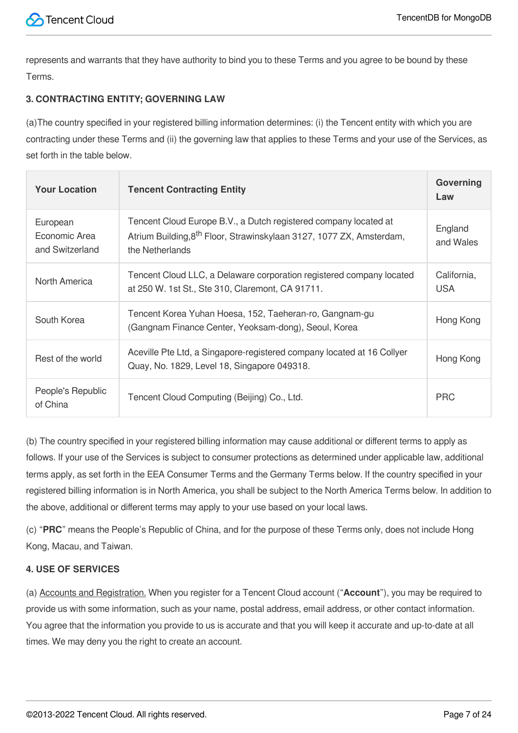represents and warrants that they have authority to bind you to these Terms and you agree to be bound by these Terms.

**3. CONTRACTING ENTITY; GOVERNING LAW**

(a)The country specified in your registered billing information determines: (i) the Tencent entity with which you are contracting under these Terms and (ii) the governing law that applies to these Terms and your use of the Services, as set forth in the table below.

| Your Location | Tencent Contracting Entity | Governing Law |
|---|---|---|
| European Economic Area and Switzerland | Tencent Cloud Europe B.V., a Dutch registered company located at Atrium Building,8th Floor, Strawinskylaan 3127, 1077 ZX, Amsterdam, the Netherlands | England and Wales |
| North America | Tencent Cloud LLC, a Delaware corporation registered company located at 250 W. 1st St., Ste 310, Claremont, CA 91711. | California, USA |
| South Korea | Tencent Korea Yuhan Hoesa, 152, Taeheran-ro, Gangnam-gu (Gangnam Finance Center, Yeoksam-dong), Seoul, Korea | Hong Kong |
| Rest of the world | Aceville Pte Ltd, a Singapore-registered company located at 16 Collyer Quay, No. 1829, Level 18, Singapore 049318. | Hong Kong |
| People's Republic of China | Tencent Cloud Computing (Beijing) Co., Ltd. | PRC |

(b) The country specified in your registered billing information may cause additional or different terms to apply as follows. If your use of the Services is subject to consumer protections as determined under applicable law, additional terms apply, as set forth in the EEA Consumer Terms and the Germany Terms below. If the country specified in your registered billing information is in North America, you shall be subject to the North America Terms below. In addition to the above, additional or different terms may apply to your use based on your local laws.

(c) "**PRC**" means the People's Republic of China, and for the purpose of these Terms only, does not include Hong Kong, Macau, and Taiwan.

**4. USE OF SERVICES**

(a) Accounts and Registration. When you register for a Tencent Cloud account ("**Account**"), you may be required to provide us with some information, such as your name, postal address, email address, or other contact information. You agree that the information you provide to us is accurate and that you will keep it accurate and up-to-date at all times. We may deny you the right to create an account.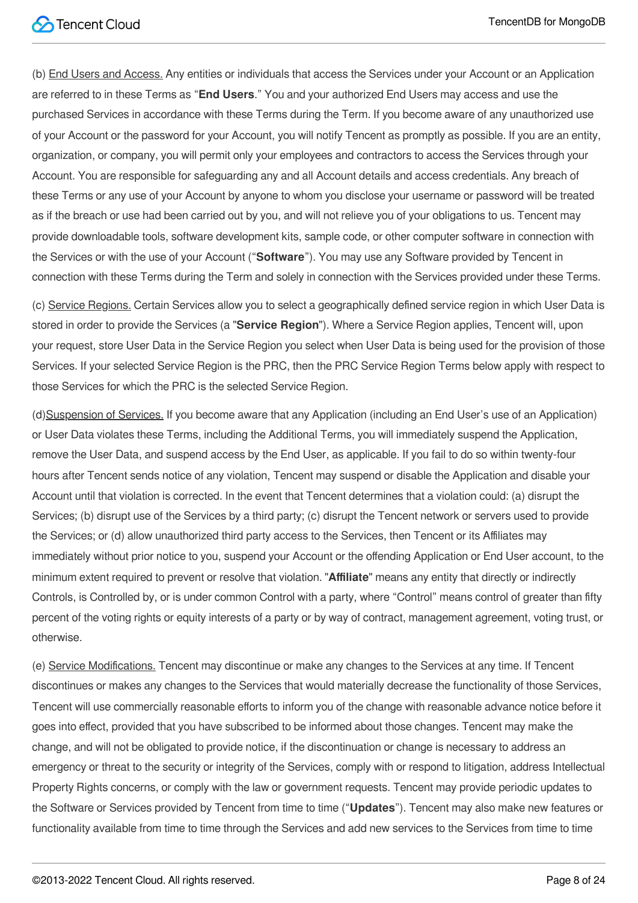(b) End Users and Access. Any entities or individuals that access the Services under your Account or an Application are referred to in these Terms as "**End Users**." You and your authorized End Users may access and use the purchased Services in accordance with these Terms during the Term. If you become aware of any unauthorized use of your Account or the password for your Account, you will notify Tencent as promptly as possible. If you are an entity, organization, or company, you will permit only your employees and contractors to access the Services through your Account. You are responsible for safeguarding any and all Account details and access credentials. Any breach of these Terms or any use of your Account by anyone to whom you disclose your username or password will be treated as if the breach or use had been carried out by you, and will not relieve you of your obligations to us. Tencent may provide downloadable tools, software development kits, sample code, or other computer software in connection with the Services or with the use of your Account ("**Software**"). You may use any Software provided by Tencent in connection with these Terms during the Term and solely in connection with the Services provided under these Terms.

(c) Service Regions. Certain Services allow you to select a geographically defined service region in which User Data is stored in order to provide the Services (a "**Service Region**"). Where a Service Region applies, Tencent will, upon your request, store User Data in the Service Region you select when User Data is being used for the provision of those Services. If your selected Service Region is the PRC, then the PRC Service Region Terms below apply with respect to those Services for which the PRC is the selected Service Region.

(d)Suspension of Services. If you become aware that any Application (including an End User's use of an Application) or User Data violates these Terms, including the Additional Terms, you will immediately suspend the Application, remove the User Data, and suspend access by the End User, as applicable. If you fail to do so within twenty-four hours after Tencent sends notice of any violation, Tencent may suspend or disable the Application and disable your Account until that violation is corrected. In the event that Tencent determines that a violation could: (a) disrupt the Services; (b) disrupt use of the Services by a third party; (c) disrupt the Tencent network or servers used to provide the Services; or (d) allow unauthorized third party access to the Services, then Tencent or its Affiliates may immediately without prior notice to you, suspend your Account or the offending Application or End User account, to the minimum extent required to prevent or resolve that violation. "**Affiliate**" means any entity that directly or indirectly Controls, is Controlled by, or is under common Control with a party, where "Control" means control of greater than fifty percent of the voting rights or equity interests of a party or by way of contract, management agreement, voting trust, or otherwise.

(e) Service Modifications. Tencent may discontinue or make any changes to the Services at any time. If Tencent discontinues or makes any changes to the Services that would materially decrease the functionality of those Services, Tencent will use commercially reasonable efforts to inform you of the change with reasonable advance notice before it goes into effect, provided that you have subscribed to be informed about those changes. Tencent may make the change, and will not be obligated to provide notice, if the discontinuation or change is necessary to address an emergency or threat to the security or integrity of the Services, comply with or respond to litigation, address Intellectual Property Rights concerns, or comply with the law or government requests. Tencent may provide periodic updates to the Software or Services provided by Tencent from time to time ("**Updates**"). Tencent may also make new features or functionality available from time to time through the Services and add new services to the Services from time to time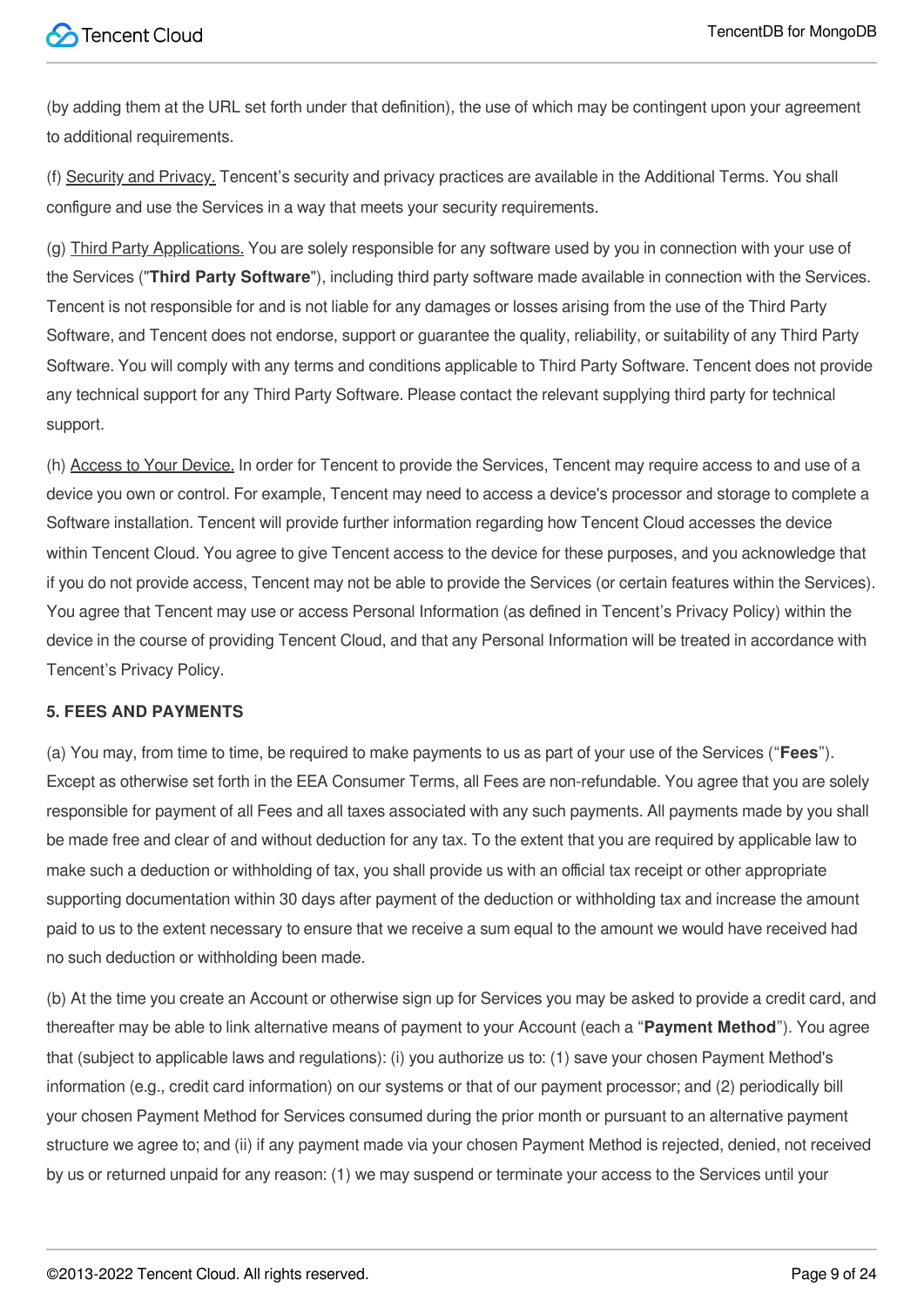(by adding them at the URL set forth under that definition), the use of which may be contingent upon your agreement to additional requirements.

(f) Security and Privacy. Tencent's security and privacy practices are available in the Additional Terms. You shall configure and use the Services in a way that meets your security requirements.

(g) Third Party Applications. You are solely responsible for any software used by you in connection with your use of the Services ("**Third Party Software**"), including third party software made available in connection with the Services. Tencent is not responsible for and is not liable for any damages or losses arising from the use of the Third Party Software, and Tencent does not endorse, support or guarantee the quality, reliability, or suitability of any Third Party Software. You will comply with any terms and conditions applicable to Third Party Software. Tencent does not provide any technical support for any Third Party Software. Please contact the relevant supplying third party for technical support.

(h) Access to Your Device. In order for Tencent to provide the Services, Tencent may require access to and use of a device you own or control. For example, Tencent may need to access a device's processor and storage to complete a Software installation. Tencent will provide further information regarding how Tencent Cloud accesses the device within Tencent Cloud. You agree to give Tencent access to the device for these purposes, and you acknowledge that if you do not provide access, Tencent may not be able to provide the Services (or certain features within the Services). You agree that Tencent may use or access Personal Information (as defined in Tencent's Privacy Policy) within the device in the course of providing Tencent Cloud, and that any Personal Information will be treated in accordance with Tencent's Privacy Policy.

**5. FEES AND PAYMENTS**

(a) You may, from time to time, be required to make payments to us as part of your use of the Services ("**Fees**"). Except as otherwise set forth in the EEA Consumer Terms, all Fees are non-refundable. You agree that you are solely responsible for payment of all Fees and all taxes associated with any such payments. All payments made by you shall be made free and clear of and without deduction for any tax. To the extent that you are required by applicable law to make such a deduction or withholding of tax, you shall provide us with an official tax receipt or other appropriate supporting documentation within 30 days after payment of the deduction or withholding tax and increase the amount paid to us to the extent necessary to ensure that we receive a sum equal to the amount we would have received had no such deduction or withholding been made.

(b) At the time you create an Account or otherwise sign up for Services you may be asked to provide a credit card, and thereafter may be able to link alternative means of payment to your Account (each a "**Payment Method**"). You agree that (subject to applicable laws and regulations): (i) you authorize us to: (1) save your chosen Payment Method's information (e.g., credit card information) on our systems or that of our payment processor; and (2) periodically bill your chosen Payment Method for Services consumed during the prior month or pursuant to an alternative payment structure we agree to; and (ii) if any payment made via your chosen Payment Method is rejected, denied, not received by us or returned unpaid for any reason: (1) we may suspend or terminate your access to the Services until your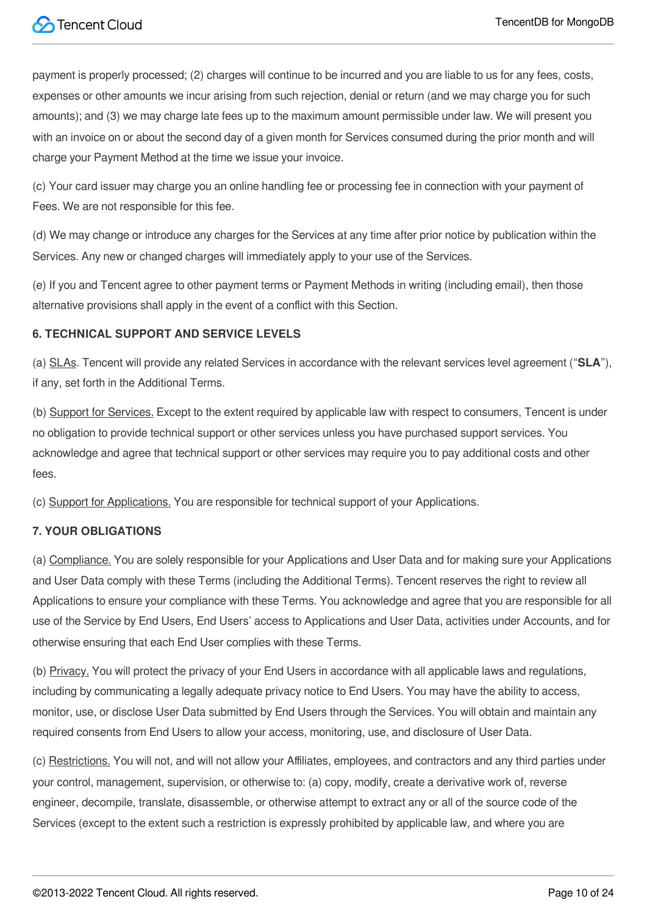payment is properly processed; (2) charges will continue to be incurred and you are liable to us for any fees, costs, expenses or other amounts we incur arising from such rejection, denial or return (and we may charge you for such amounts); and (3) we may charge late fees up to the maximum amount permissible under law. We will present you with an invoice on or about the second day of a given month for Services consumed during the prior month and will charge your Payment Method at the time we issue your invoice.

(c) Your card issuer may charge you an online handling fee or processing fee in connection with your payment of Fees. We are not responsible for this fee.

(d) We may change or introduce any charges for the Services at any time after prior notice by publication within the Services. Any new or changed charges will immediately apply to your use of the Services.

(e) If you and Tencent agree to other payment terms or Payment Methods in writing (including email), then those alternative provisions shall apply in the event of a conflict with this Section.

**6. TECHNICAL SUPPORT AND SERVICE LEVELS**

(a) SLAs. Tencent will provide any related Services in accordance with the relevant services level agreement ("**SLA**"), if any, set forth in the Additional Terms.

(b) Support for Services. Except to the extent required by applicable law with respect to consumers, Tencent is under no obligation to provide technical support or other services unless you have purchased support services. You acknowledge and agree that technical support or other services may require you to pay additional costs and other fees.

(c) Support for Applications. You are responsible for technical support of your Applications.

**7. YOUR OBLIGATIONS**

(a) Compliance. You are solely responsible for your Applications and User Data and for making sure your Applications and User Data comply with these Terms (including the Additional Terms). Tencent reserves the right to review all Applications to ensure your compliance with these Terms. You acknowledge and agree that you are responsible for all use of the Service by End Users, End Users' access to Applications and User Data, activities under Accounts, and for otherwise ensuring that each End User complies with these Terms.

(b) Privacy. You will protect the privacy of your End Users in accordance with all applicable laws and regulations, including by communicating a legally adequate privacy notice to End Users. You may have the ability to access, monitor, use, or disclose User Data submitted by End Users through the Services. You will obtain and maintain any required consents from End Users to allow your access, monitoring, use, and disclosure of User Data.

(c) Restrictions. You will not, and will not allow your Affiliates, employees, and contractors and any third parties under your control, management, supervision, or otherwise to: (a) copy, modify, create a derivative work of, reverse engineer, decompile, translate, disassemble, or otherwise attempt to extract any or all of the source code of the Services (except to the extent such a restriction is expressly prohibited by applicable law, and where you are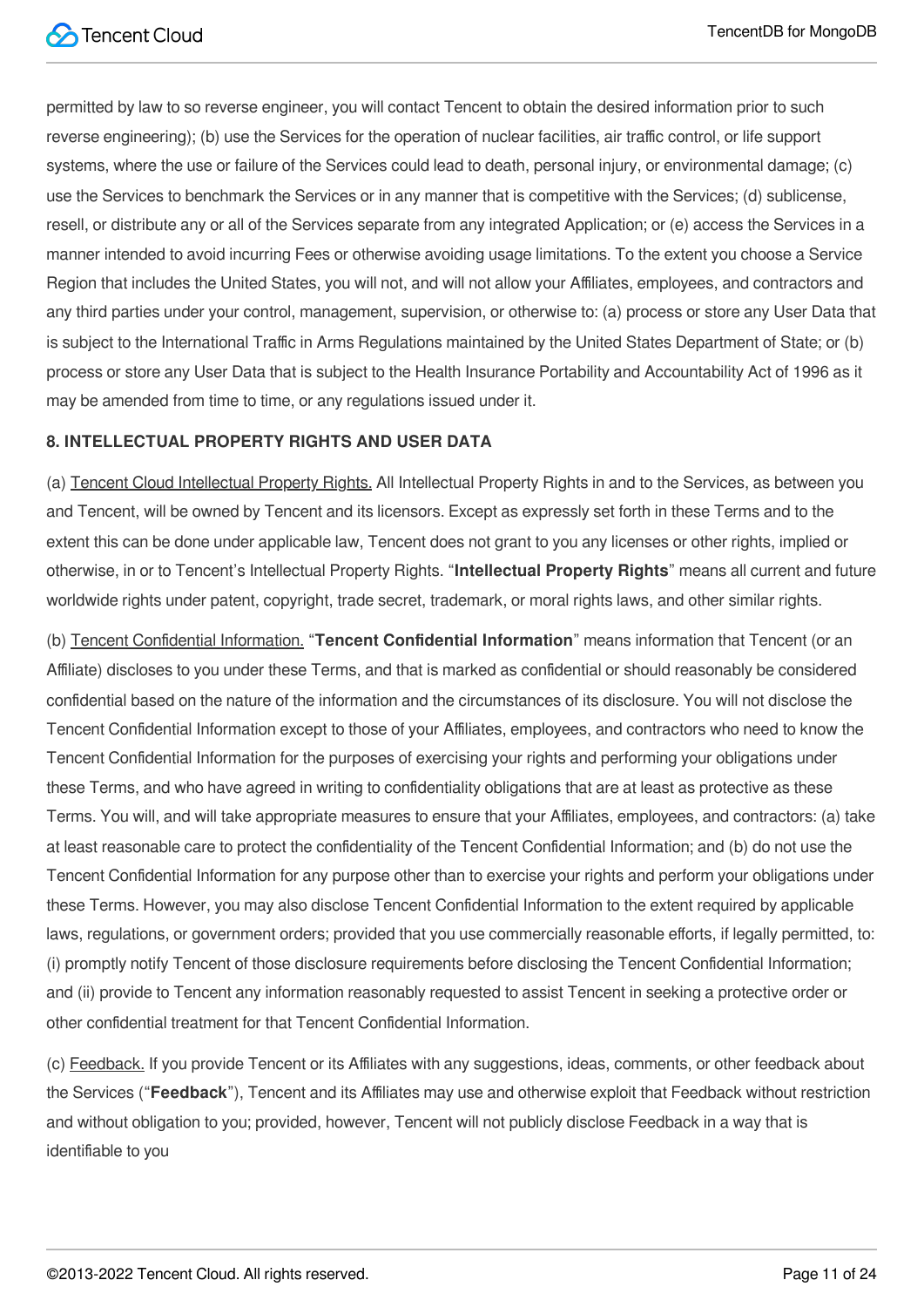permitted by law to so reverse engineer, you will contact Tencent to obtain the desired information prior to such reverse engineering); (b) use the Services for the operation of nuclear facilities, air traffic control, or life support systems, where the use or failure of the Services could lead to death, personal injury, or environmental damage; (c) use the Services to benchmark the Services or in any manner that is competitive with the Services; (d) sublicense, resell, or distribute any or all of the Services separate from any integrated Application; or (e) access the Services in a manner intended to avoid incurring Fees or otherwise avoiding usage limitations. To the extent you choose a Service Region that includes the United States, you will not, and will not allow your Affiliates, employees, and contractors and any third parties under your control, management, supervision, or otherwise to: (a) process or store any User Data that is subject to the International Traffic in Arms Regulations maintained by the United States Department of State; or (b) process or store any User Data that is subject to the Health Insurance Portability and Accountability Act of 1996 as it may be amended from time to time, or any regulations issued under it.

**8. INTELLECTUAL PROPERTY RIGHTS AND USER DATA**

(a) Tencent Cloud Intellectual Property Rights. All Intellectual Property Rights in and to the Services, as between you and Tencent, will be owned by Tencent and its licensors. Except as expressly set forth in these Terms and to the extent this can be done under applicable law, Tencent does not grant to you any licenses or other rights, implied or otherwise, in or to Tencent's Intellectual Property Rights. "**Intellectual Property Rights**" means all current and future worldwide rights under patent, copyright, trade secret, trademark, or moral rights laws, and other similar rights.

(b) Tencent Confidential Information. "**Tencent Confidential Information**" means information that Tencent (or an Affiliate) discloses to you under these Terms, and that is marked as confidential or should reasonably be considered confidential based on the nature of the information and the circumstances of its disclosure. You will not disclose the Tencent Confidential Information except to those of your Affiliates, employees, and contractors who need to know the Tencent Confidential Information for the purposes of exercising your rights and performing your obligations under these Terms, and who have agreed in writing to confidentiality obligations that are at least as protective as these Terms. You will, and will take appropriate measures to ensure that your Affiliates, employees, and contractors: (a) take at least reasonable care to protect the confidentiality of the Tencent Confidential Information; and (b) do not use the Tencent Confidential Information for any purpose other than to exercise your rights and perform your obligations under these Terms. However, you may also disclose Tencent Confidential Information to the extent required by applicable laws, regulations, or government orders; provided that you use commercially reasonable efforts, if legally permitted, to: (i) promptly notify Tencent of those disclosure requirements before disclosing the Tencent Confidential Information; and (ii) provide to Tencent any information reasonably requested to assist Tencent in seeking a protective order or other confidential treatment for that Tencent Confidential Information.

(c) Feedback. If you provide Tencent or its Affiliates with any suggestions, ideas, comments, or other feedback about the Services ("**Feedback**"), Tencent and its Affiliates may use and otherwise exploit that Feedback without restriction and without obligation to you; provided, however, Tencent will not publicly disclose Feedback in a way that is identifiable to you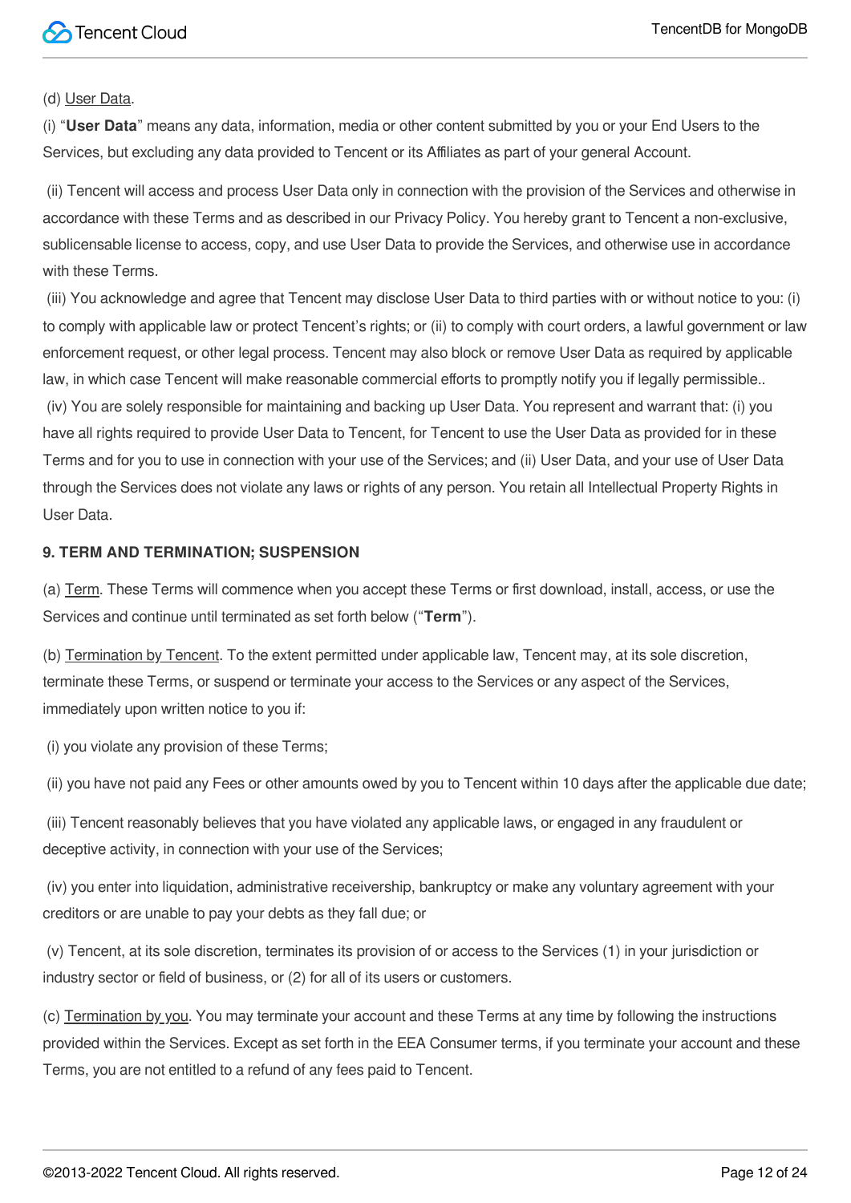(d) User Data.

(i) “**User Data**” means any data, information, media or other content submitted by you or your End Users to the Services, but excluding any data provided to Tencent or its Affiliates as part of your general Account.

(ii) Tencent will access and process User Data only in connection with the provision of the Services and otherwise in accordance with these Terms and as described in our Privacy Policy. You hereby grant to Tencent a non-exclusive, sublicensable license to access, copy, and use User Data to provide the Services, and otherwise use in accordance with these Terms.

(iii) You acknowledge and agree that Tencent may disclose User Data to third parties with or without notice to you: (i) to comply with applicable law or protect Tencent’s rights; or (ii) to comply with court orders, a lawful government or law enforcement request, or other legal process. Tencent may also block or remove User Data as required by applicable law, in which case Tencent will make reasonable commercial efforts to promptly notify you if legally permissible..

(iv) You are solely responsible for maintaining and backing up User Data. You represent and warrant that: (i) you have all rights required to provide User Data to Tencent, for Tencent to use the User Data as provided for in these Terms and for you to use in connection with your use of the Services; and (ii) User Data, and your use of User Data through the Services does not violate any laws or rights of any person. You retain all Intellectual Property Rights in User Data.

**9. TERM AND TERMINATION; SUSPENSION**

(a) Term. These Terms will commence when you accept these Terms or first download, install, access, or use the Services and continue until terminated as set forth below (“**Term**”).

(b) Termination by Tencent. To the extent permitted under applicable law, Tencent may, at its sole discretion, terminate these Terms, or suspend or terminate your access to the Services or any aspect of the Services, immediately upon written notice to you if:

(i) you violate any provision of these Terms;

(ii) you have not paid any Fees or other amounts owed by you to Tencent within 10 days after the applicable due date;

(iii) Tencent reasonably believes that you have violated any applicable laws, or engaged in any fraudulent or deceptive activity, in connection with your use of the Services;

(iv) you enter into liquidation, administrative receivership, bankruptcy or make any voluntary agreement with your creditors or are unable to pay your debts as they fall due; or

(v) Tencent, at its sole discretion, terminates its provision of or access to the Services (1) in your jurisdiction or industry sector or field of business, or (2) for all of its users or customers.

(c) Termination by you. You may terminate your account and these Terms at any time by following the instructions provided within the Services. Except as set forth in the EEA Consumer terms, if you terminate your account and these Terms, you are not entitled to a refund of any fees paid to Tencent.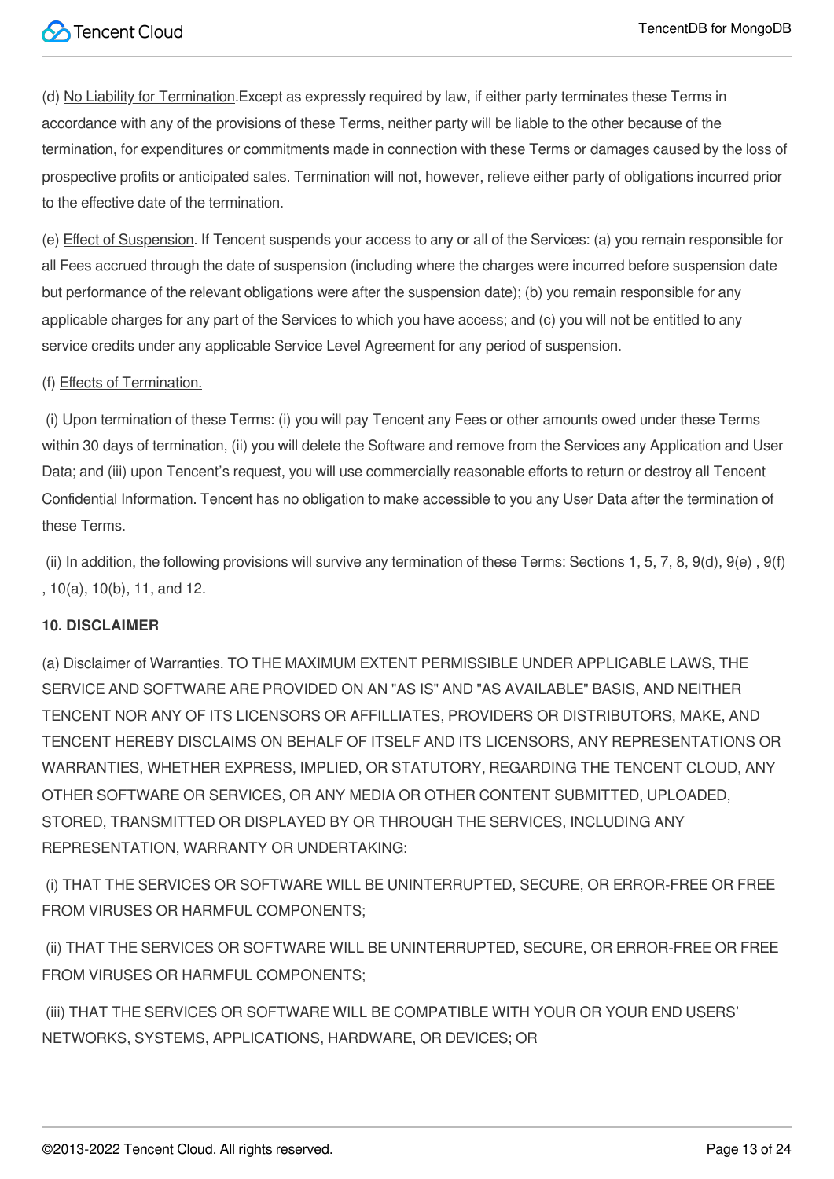(d) No Liability for Termination.Except as expressly required by law, if either party terminates these Terms in accordance with any of the provisions of these Terms, neither party will be liable to the other because of the termination, for expenditures or commitments made in connection with these Terms or damages caused by the loss of prospective profits or anticipated sales. Termination will not, however, relieve either party of obligations incurred prior to the effective date of the termination.

(e) Effect of Suspension. If Tencent suspends your access to any or all of the Services: (a) you remain responsible for all Fees accrued through the date of suspension (including where the charges were incurred before suspension date but performance of the relevant obligations were after the suspension date); (b) you remain responsible for any applicable charges for any part of the Services to which you have access; and (c) you will not be entitled to any service credits under any applicable Service Level Agreement for any period of suspension.

(f) Effects of Termination.

(i) Upon termination of these Terms: (i) you will pay Tencent any Fees or other amounts owed under these Terms within 30 days of termination, (ii) you will delete the Software and remove from the Services any Application and User Data; and (iii) upon Tencent's request, you will use commercially reasonable efforts to return or destroy all Tencent Confidential Information. Tencent has no obligation to make accessible to you any User Data after the termination of these Terms.

(ii) In addition, the following provisions will survive any termination of these Terms: Sections 1, 5, 7, 8, 9(d), 9(e) , 9(f) , 10(a), 10(b), 11, and 12.

**10. DISCLAIMER**

(a) Disclaimer of Warranties. TO THE MAXIMUM EXTENT PERMISSIBLE UNDER APPLICABLE LAWS, THE SERVICE AND SOFTWARE ARE PROVIDED ON AN "AS IS" AND "AS AVAILABLE" BASIS, AND NEITHER TENCENT NOR ANY OF ITS LICENSORS OR AFFILLIATES, PROVIDERS OR DISTRIBUTORS, MAKE, AND TENCENT HEREBY DISCLAIMS ON BEHALF OF ITSELF AND ITS LICENSORS, ANY REPRESENTATIONS OR WARRANTIES, WHETHER EXPRESS, IMPLIED, OR STATUTORY, REGARDING THE TENCENT CLOUD, ANY OTHER SOFTWARE OR SERVICES, OR ANY MEDIA OR OTHER CONTENT SUBMITTED, UPLOADED, STORED, TRANSMITTED OR DISPLAYED BY OR THROUGH THE SERVICES, INCLUDING ANY REPRESENTATION, WARRANTY OR UNDERTAKING:

(i) THAT THE SERVICES OR SOFTWARE WILL BE UNINTERRUPTED, SECURE, OR ERROR-FREE OR FREE FROM VIRUSES OR HARMFUL COMPONENTS;

(ii) THAT THE SERVICES OR SOFTWARE WILL BE UNINTERRUPTED, SECURE, OR ERROR-FREE OR FREE FROM VIRUSES OR HARMFUL COMPONENTS;

(iii) THAT THE SERVICES OR SOFTWARE WILL BE COMPATIBLE WITH YOUR OR YOUR END USERS' NETWORKS, SYSTEMS, APPLICATIONS, HARDWARE, OR DEVICES; OR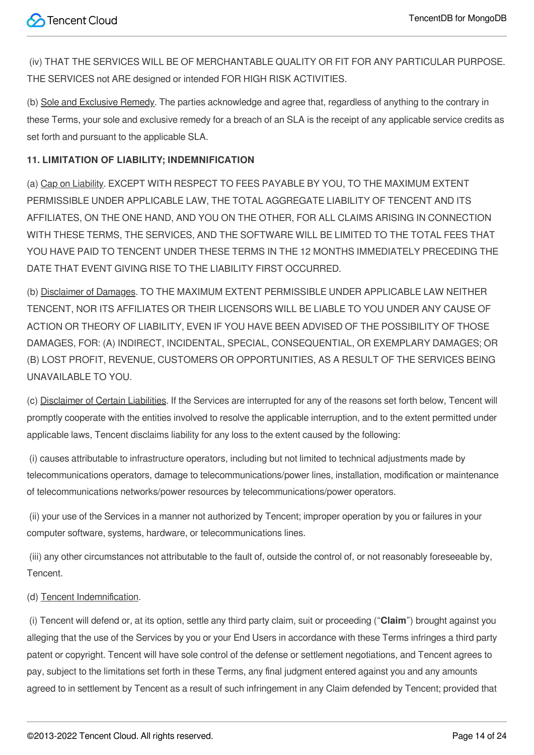(iv) THAT THE SERVICES WILL BE OF MERCHANTABLE QUALITY OR FIT FOR ANY PARTICULAR PURPOSE. THE SERVICES not ARE designed or intended FOR HIGH RISK ACTIVITIES.

(b) Sole and Exclusive Remedy. The parties acknowledge and agree that, regardless of anything to the contrary in these Terms, your sole and exclusive remedy for a breach of an SLA is the receipt of any applicable service credits as set forth and pursuant to the applicable SLA.

**11. LIMITATION OF LIABILITY; INDEMNIFICATION**

(a) Cap on Liability. EXCEPT WITH RESPECT TO FEES PAYABLE BY YOU, TO THE MAXIMUM EXTENT PERMISSIBLE UNDER APPLICABLE LAW, THE TOTAL AGGREGATE LIABILITY OF TENCENT AND ITS AFFILIATES, ON THE ONE HAND, AND YOU ON THE OTHER, FOR ALL CLAIMS ARISING IN CONNECTION WITH THESE TERMS, THE SERVICES, AND THE SOFTWARE WILL BE LIMITED TO THE TOTAL FEES THAT YOU HAVE PAID TO TENCENT UNDER THESE TERMS IN THE 12 MONTHS IMMEDIATELY PRECEDING THE DATE THAT EVENT GIVING RISE TO THE LIABILITY FIRST OCCURRED.

(b) Disclaimer of Damages. TO THE MAXIMUM EXTENT PERMISSIBLE UNDER APPLICABLE LAW NEITHER TENCENT, NOR ITS AFFILIATES OR THEIR LICENSORS WILL BE LIABLE TO YOU UNDER ANY CAUSE OF ACTION OR THEORY OF LIABILITY, EVEN IF YOU HAVE BEEN ADVISED OF THE POSSIBILITY OF THOSE DAMAGES, FOR: (A) INDIRECT, INCIDENTAL, SPECIAL, CONSEQUENTIAL, OR EXEMPLARY DAMAGES; OR (B) LOST PROFIT, REVENUE, CUSTOMERS OR OPPORTUNITIES, AS A RESULT OF THE SERVICES BEING UNAVAILABLE TO YOU.

(c) Disclaimer of Certain Liabilities. If the Services are interrupted for any of the reasons set forth below, Tencent will promptly cooperate with the entities involved to resolve the applicable interruption, and to the extent permitted under applicable laws, Tencent disclaims liability for any loss to the extent caused by the following:

(i) causes attributable to infrastructure operators, including but not limited to technical adjustments made by telecommunications operators, damage to telecommunications/power lines, installation, modification or maintenance of telecommunications networks/power resources by telecommunications/power operators.

(ii) your use of the Services in a manner not authorized by Tencent; improper operation by you or failures in your computer software, systems, hardware, or telecommunications lines.

(iii) any other circumstances not attributable to the fault of, outside the control of, or not reasonably foreseeable by, Tencent.

(d) Tencent Indemnification.

(i) Tencent will defend or, at its option, settle any third party claim, suit or proceeding ("**Claim**") brought against you alleging that the use of the Services by you or your End Users in accordance with these Terms infringes a third party patent or copyright. Tencent will have sole control of the defense or settlement negotiations, and Tencent agrees to pay, subject to the limitations set forth in these Terms, any final judgment entered against you and any amounts agreed to in settlement by Tencent as a result of such infringement in any Claim defended by Tencent; provided that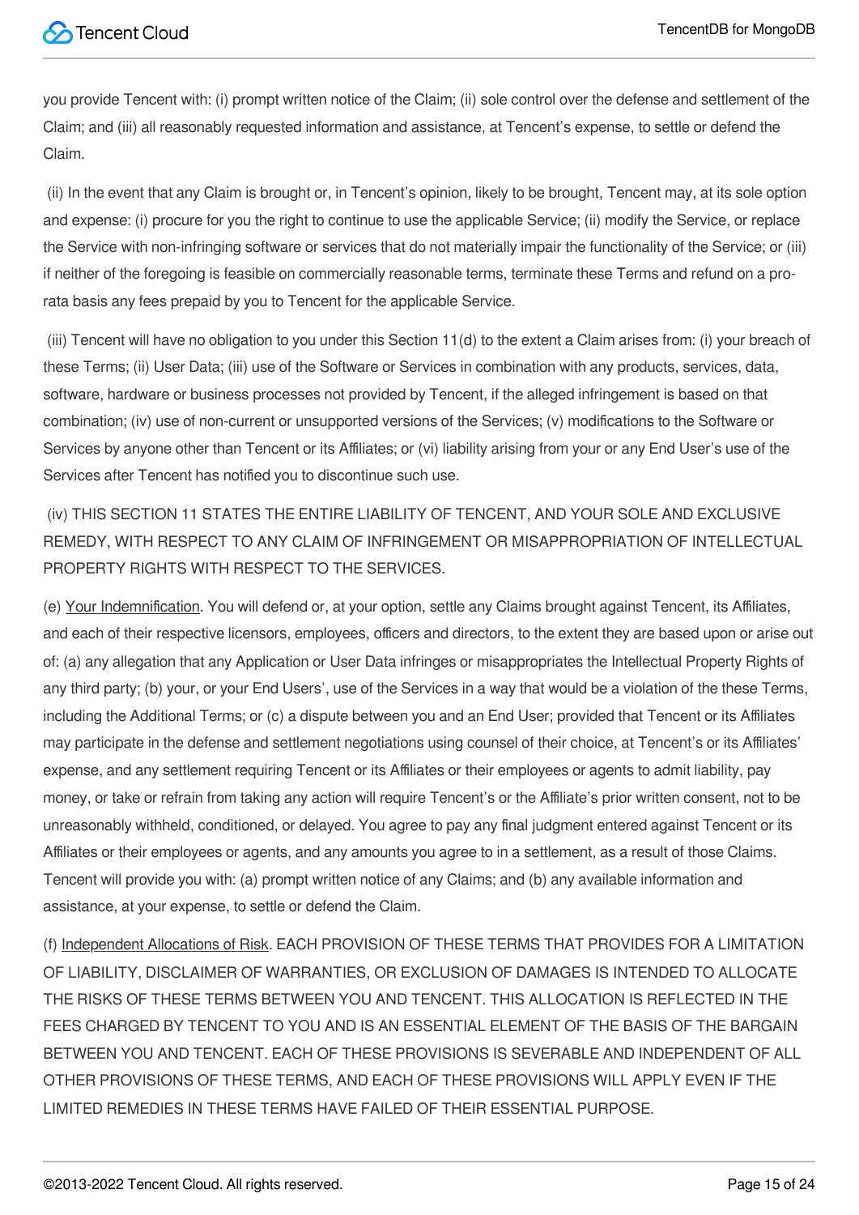you provide Tencent with: (i) prompt written notice of the Claim; (ii) sole control over the defense and settlement of the Claim; and (iii) all reasonably requested information and assistance, at Tencent's expense, to settle or defend the Claim.

(ii) In the event that any Claim is brought or, in Tencent's opinion, likely to be brought, Tencent may, at its sole option and expense: (i) procure for you the right to continue to use the applicable Service; (ii) modify the Service, or replace the Service with non-infringing software or services that do not materially impair the functionality of the Service; or (iii) if neither of the foregoing is feasible on commercially reasonable terms, terminate these Terms and refund on a pro-rata basis any fees prepaid by you to Tencent for the applicable Service.

(iii) Tencent will have no obligation to you under this Section 11(d) to the extent a Claim arises from: (i) your breach of these Terms; (ii) User Data; (iii) use of the Software or Services in combination with any products, services, data, software, hardware or business processes not provided by Tencent, if the alleged infringement is based on that combination; (iv) use of non-current or unsupported versions of the Services; (v) modifications to the Software or Services by anyone other than Tencent or its Affiliates; or (vi) liability arising from your or any End User's use of the Services after Tencent has notified you to discontinue such use.

(iv) THIS SECTION 11 STATES THE ENTIRE LIABILITY OF TENCENT, AND YOUR SOLE AND EXCLUSIVE REMEDY, WITH RESPECT TO ANY CLAIM OF INFRINGEMENT OR MISAPPROPRIATION OF INTELLECTUAL PROPERTY RIGHTS WITH RESPECT TO THE SERVICES.

(e) Your Indemnification. You will defend or, at your option, settle any Claims brought against Tencent, its Affiliates, and each of their respective licensors, employees, officers and directors, to the extent they are based upon or arise out of: (a) any allegation that any Application or User Data infringes or misappropriates the Intellectual Property Rights of any third party; (b) your, or your End Users', use of the Services in a way that would be a violation of the these Terms, including the Additional Terms; or (c) a dispute between you and an End User; provided that Tencent or its Affiliates may participate in the defense and settlement negotiations using counsel of their choice, at Tencent's or its Affiliates' expense, and any settlement requiring Tencent or its Affiliates or their employees or agents to admit liability, pay money, or take or refrain from taking any action will require Tencent's or the Affiliate's prior written consent, not to be unreasonably withheld, conditioned, or delayed. You agree to pay any final judgment entered against Tencent or its Affiliates or their employees or agents, and any amounts you agree to in a settlement, as a result of those Claims. Tencent will provide you with: (a) prompt written notice of any Claims; and (b) any available information and assistance, at your expense, to settle or defend the Claim.

(f) Independent Allocations of Risk. EACH PROVISION OF THESE TERMS THAT PROVIDES FOR A LIMITATION OF LIABILITY, DISCLAIMER OF WARRANTIES, OR EXCLUSION OF DAMAGES IS INTENDED TO ALLOCATE THE RISKS OF THESE TERMS BETWEEN YOU AND TENCENT. THIS ALLOCATION IS REFLECTED IN THE FEES CHARGED BY TENCENT TO YOU AND IS AN ESSENTIAL ELEMENT OF THE BASIS OF THE BARGAIN BETWEEN YOU AND TENCENT. EACH OF THESE PROVISIONS IS SEVERABLE AND INDEPENDENT OF ALL OTHER PROVISIONS OF THESE TERMS, AND EACH OF THESE PROVISIONS WILL APPLY EVEN IF THE LIMITED REMEDIES IN THESE TERMS HAVE FAILED OF THEIR ESSENTIAL PURPOSE.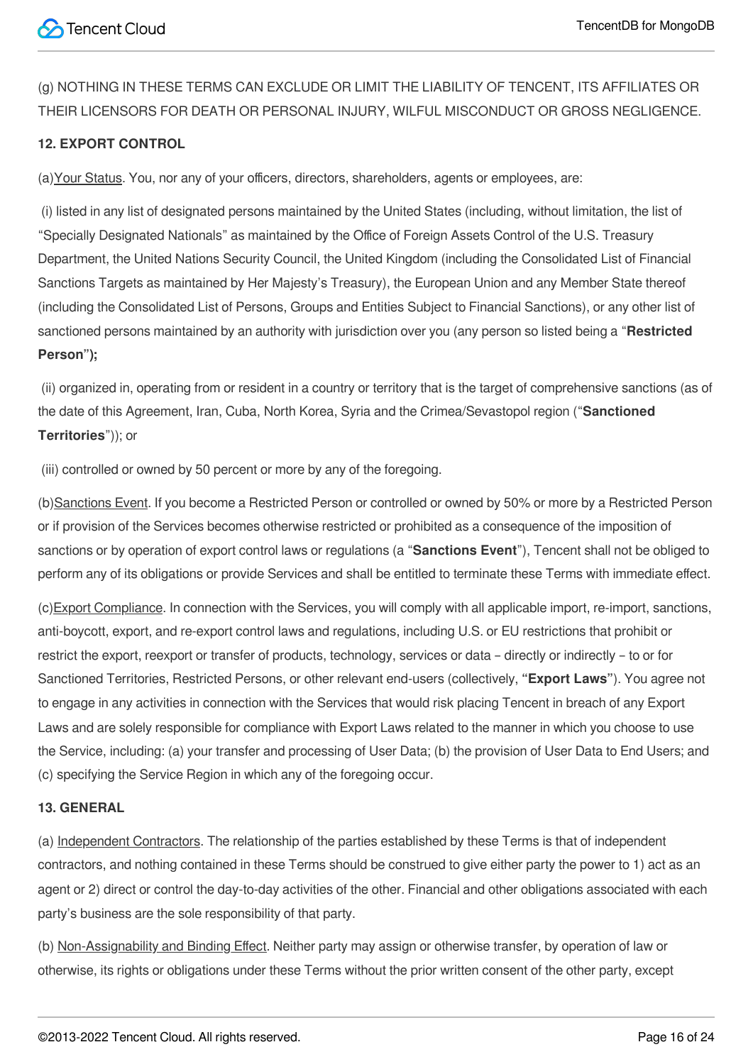(g) NOTHING IN THESE TERMS CAN EXCLUDE OR LIMIT THE LIABILITY OF TENCENT, ITS AFFILIATES OR THEIR LICENSORS FOR DEATH OR PERSONAL INJURY, WILFUL MISCONDUCT OR GROSS NEGLIGENCE.

**12. EXPORT CONTROL**

(a)Your Status. You, nor any of your officers, directors, shareholders, agents or employees, are:

(i) listed in any list of designated persons maintained by the United States (including, without limitation, the list of "Specially Designated Nationals" as maintained by the Office of Foreign Assets Control of the U.S. Treasury Department, the United Nations Security Council, the United Kingdom (including the Consolidated List of Financial Sanctions Targets as maintained by Her Majesty's Treasury), the European Union and any Member State thereof (including the Consolidated List of Persons, Groups and Entities Subject to Financial Sanctions), or any other list of sanctioned persons maintained by an authority with jurisdiction over you (any person so listed being a "**Restricted Person**");

(ii) organized in, operating from or resident in a country or territory that is the target of comprehensive sanctions (as of the date of this Agreement, Iran, Cuba, North Korea, Syria and the Crimea/Sevastopol region ("**Sanctioned Territories**")); or

(iii) controlled or owned by 50 percent or more by any of the foregoing.

(b)Sanctions Event. If you become a Restricted Person or controlled or owned by 50% or more by a Restricted Person or if provision of the Services becomes otherwise restricted or prohibited as a consequence of the imposition of sanctions or by operation of export control laws or regulations (a "**Sanctions Event**"), Tencent shall not be obliged to perform any of its obligations or provide Services and shall be entitled to terminate these Terms with immediate effect.

(c)Export Compliance. In connection with the Services, you will comply with all applicable import, re-import, sanctions, anti-boycott, export, and re-export control laws and regulations, including U.S. or EU restrictions that prohibit or restrict the export, reexport or transfer of products, technology, services or data – directly or indirectly – to or for Sanctioned Territories, Restricted Persons, or other relevant end-users (collectively, **"Export Laws"**). You agree not to engage in any activities in connection with the Services that would risk placing Tencent in breach of any Export Laws and are solely responsible for compliance with Export Laws related to the manner in which you choose to use the Service, including: (a) your transfer and processing of User Data; (b) the provision of User Data to End Users; and (c) specifying the Service Region in which any of the foregoing occur.

**13. GENERAL**

(a) Independent Contractors. The relationship of the parties established by these Terms is that of independent contractors, and nothing contained in these Terms should be construed to give either party the power to 1) act as an agent or 2) direct or control the day-to-day activities of the other. Financial and other obligations associated with each party's business are the sole responsibility of that party.

(b) Non-Assignability and Binding Effect. Neither party may assign or otherwise transfer, by operation of law or otherwise, its rights or obligations under these Terms without the prior written consent of the other party, except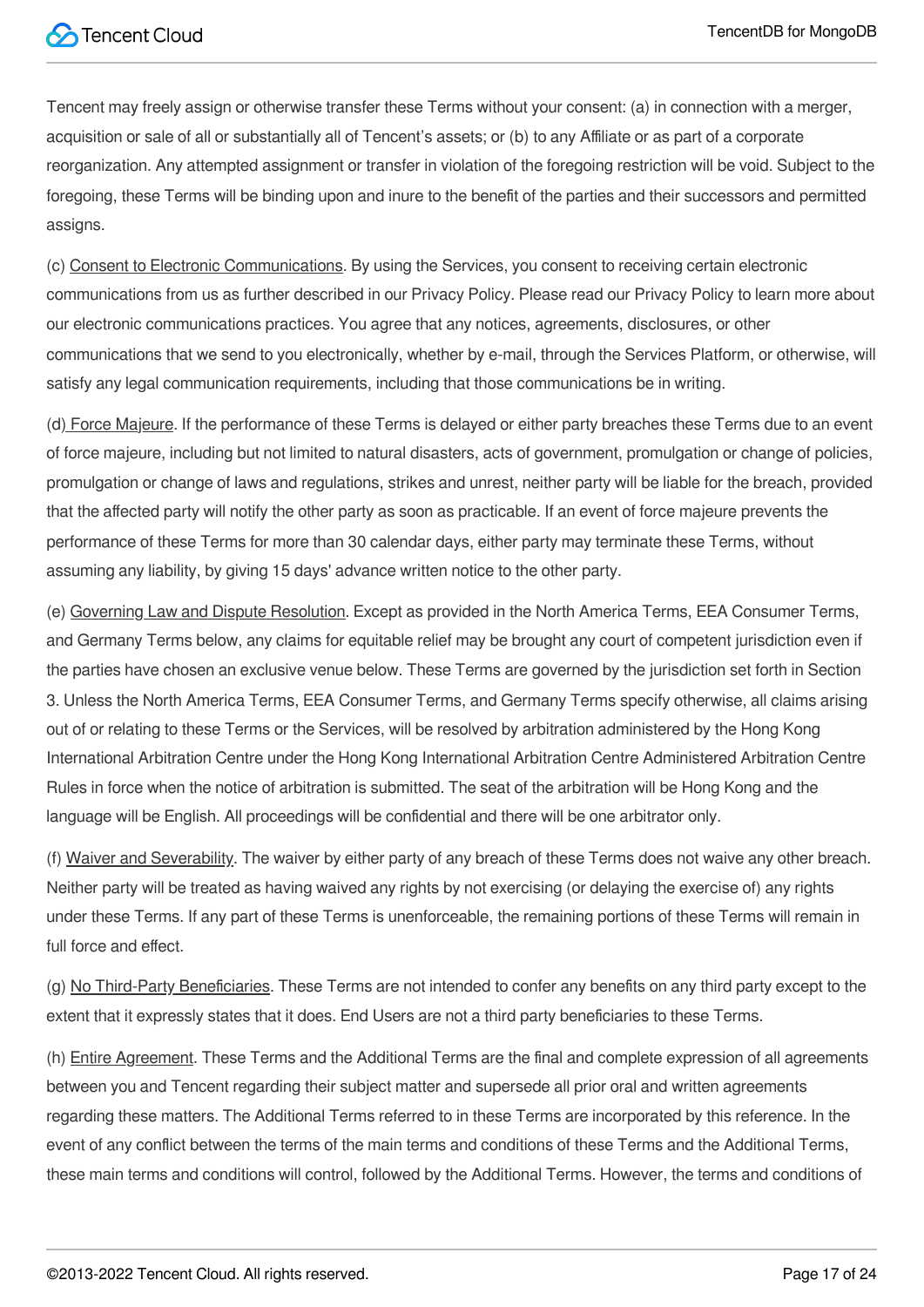Tencent may freely assign or otherwise transfer these Terms without your consent: (a) in connection with a merger, acquisition or sale of all or substantially all of Tencent's assets; or (b) to any Affiliate or as part of a corporate reorganization. Any attempted assignment or transfer in violation of the foregoing restriction will be void. Subject to the foregoing, these Terms will be binding upon and inure to the benefit of the parties and their successors and permitted assigns.

(c) Consent to Electronic Communications. By using the Services, you consent to receiving certain electronic communications from us as further described in our Privacy Policy. Please read our Privacy Policy to learn more about our electronic communications practices. You agree that any notices, agreements, disclosures, or other communications that we send to you electronically, whether by e-mail, through the Services Platform, or otherwise, will satisfy any legal communication requirements, including that those communications be in writing.

(d) Force Majeure. If the performance of these Terms is delayed or either party breaches these Terms due to an event of force majeure, including but not limited to natural disasters, acts of government, promulgation or change of policies, promulgation or change of laws and regulations, strikes and unrest, neither party will be liable for the breach, provided that the affected party will notify the other party as soon as practicable. If an event of force majeure prevents the performance of these Terms for more than 30 calendar days, either party may terminate these Terms, without assuming any liability, by giving 15 days' advance written notice to the other party.

(e) Governing Law and Dispute Resolution. Except as provided in the North America Terms, EEA Consumer Terms, and Germany Terms below, any claims for equitable relief may be brought any court of competent jurisdiction even if the parties have chosen an exclusive venue below. These Terms are governed by the jurisdiction set forth in Section 3. Unless the North America Terms, EEA Consumer Terms, and Germany Terms specify otherwise, all claims arising out of or relating to these Terms or the Services, will be resolved by arbitration administered by the Hong Kong International Arbitration Centre under the Hong Kong International Arbitration Centre Administered Arbitration Centre Rules in force when the notice of arbitration is submitted. The seat of the arbitration will be Hong Kong and the language will be English. All proceedings will be confidential and there will be one arbitrator only.

(f) Waiver and Severability. The waiver by either party of any breach of these Terms does not waive any other breach. Neither party will be treated as having waived any rights by not exercising (or delaying the exercise of) any rights under these Terms. If any part of these Terms is unenforceable, the remaining portions of these Terms will remain in full force and effect.

(g) No Third-Party Beneficiaries. These Terms are not intended to confer any benefits on any third party except to the extent that it expressly states that it does. End Users are not a third party beneficiaries to these Terms.

(h) Entire Agreement. These Terms and the Additional Terms are the final and complete expression of all agreements between you and Tencent regarding their subject matter and supersede all prior oral and written agreements regarding these matters. The Additional Terms referred to in these Terms are incorporated by this reference. In the event of any conflict between the terms of the main terms and conditions of these Terms and the Additional Terms, these main terms and conditions will control, followed by the Additional Terms. However, the terms and conditions of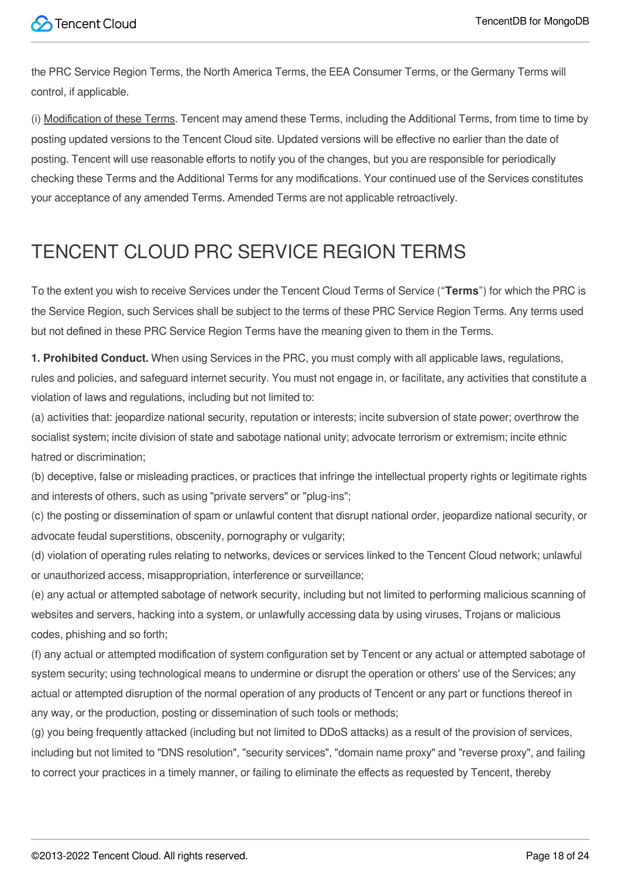the PRC Service Region Terms, the North America Terms, the EEA Consumer Terms, or the Germany Terms will control, if applicable.

(i) Modification of these Terms. Tencent may amend these Terms, including the Additional Terms, from time to time by posting updated versions to the Tencent Cloud site. Updated versions will be effective no earlier than the date of posting. Tencent will use reasonable efforts to notify you of the changes, but you are responsible for periodically checking these Terms and the Additional Terms for any modifications. Your continued use of the Services constitutes your acceptance of any amended Terms. Amended Terms are not applicable retroactively.

# TENCENT CLOUD PRC SERVICE REGION TERMS

To the extent you wish to receive Services under the Tencent Cloud Terms of Service ("**Terms**") for which the PRC is the Service Region, such Services shall be subject to the terms of these PRC Service Region Terms. Any terms used but not defined in these PRC Service Region Terms have the meaning given to them in the Terms.

**1. Prohibited Conduct.** When using Services in the PRC, you must comply with all applicable laws, regulations, rules and policies, and safeguard internet security. You must not engage in, or facilitate, any activities that constitute a violation of laws and regulations, including but not limited to:

(a) activities that: jeopardize national security, reputation or interests; incite subversion of state power; overthrow the socialist system; incite division of state and sabotage national unity; advocate terrorism or extremism; incite ethnic hatred or discrimination;

(b) deceptive, false or misleading practices, or practices that infringe the intellectual property rights or legitimate rights and interests of others, such as using "private servers" or "plug-ins";

(c) the posting or dissemination of spam or unlawful content that disrupt national order, jeopardize national security, or advocate feudal superstitions, obscenity, pornography or vulgarity;

(d) violation of operating rules relating to networks, devices or services linked to the Tencent Cloud network; unlawful or unauthorized access, misappropriation, interference or surveillance;

(e) any actual or attempted sabotage of network security, including but not limited to performing malicious scanning of websites and servers, hacking into a system, or unlawfully accessing data by using viruses, Trojans or malicious codes, phishing and so forth;

(f) any actual or attempted modification of system configuration set by Tencent or any actual or attempted sabotage of system security; using technological means to undermine or disrupt the operation or others' use of the Services; any actual or attempted disruption of the normal operation of any products of Tencent or any part or functions thereof in any way, or the production, posting or dissemination of such tools or methods;

(g) you being frequently attacked (including but not limited to DDoS attacks) as a result of the provision of services, including but not limited to "DNS resolution", "security services", "domain name proxy" and "reverse proxy", and failing to correct your practices in a timely manner, or failing to eliminate the effects as requested by Tencent, thereby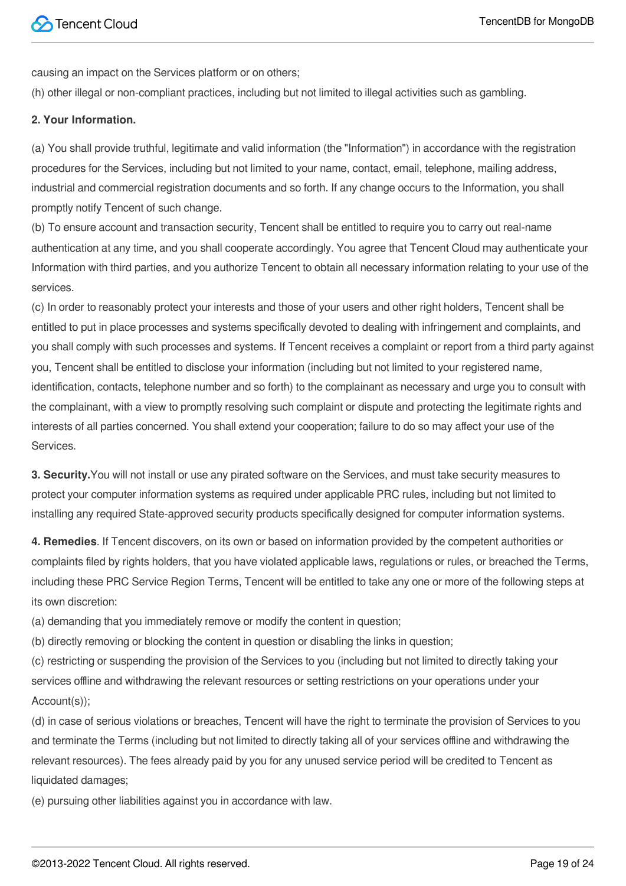causing an impact on the Services platform or on others;

(h) other illegal or non-compliant practices, including but not limited to illegal activities such as gambling.

**2. Your Information.**

(a) You shall provide truthful, legitimate and valid information (the "Information") in accordance with the registration procedures for the Services, including but not limited to your name, contact, email, telephone, mailing address, industrial and commercial registration documents and so forth. If any change occurs to the Information, you shall promptly notify Tencent of such change.

(b) To ensure account and transaction security, Tencent shall be entitled to require you to carry out real-name authentication at any time, and you shall cooperate accordingly. You agree that Tencent Cloud may authenticate your Information with third parties, and you authorize Tencent to obtain all necessary information relating to your use of the services.

(c) In order to reasonably protect your interests and those of your users and other right holders, Tencent shall be entitled to put in place processes and systems specifically devoted to dealing with infringement and complaints, and you shall comply with such processes and systems. If Tencent receives a complaint or report from a third party against you, Tencent shall be entitled to disclose your information (including but not limited to your registered name, identification, contacts, telephone number and so forth) to the complainant as necessary and urge you to consult with the complainant, with a view to promptly resolving such complaint or dispute and protecting the legitimate rights and interests of all parties concerned. You shall extend your cooperation; failure to do so may affect your use of the Services.

**3. Security.**You will not install or use any pirated software on the Services, and must take security measures to protect your computer information systems as required under applicable PRC rules, including but not limited to installing any required State-approved security products specifically designed for computer information systems.

**4. Remedies**. If Tencent discovers, on its own or based on information provided by the competent authorities or complaints filed by rights holders, that you have violated applicable laws, regulations or rules, or breached the Terms, including these PRC Service Region Terms, Tencent will be entitled to take any one or more of the following steps at its own discretion:

(a) demanding that you immediately remove or modify the content in question;

(b) directly removing or blocking the content in question or disabling the links in question;

(c) restricting or suspending the provision of the Services to you (including but not limited to directly taking your services offline and withdrawing the relevant resources or setting restrictions on your operations under your Account(s));

(d) in case of serious violations or breaches, Tencent will have the right to terminate the provision of Services to you and terminate the Terms (including but not limited to directly taking all of your services offline and withdrawing the relevant resources). The fees already paid by you for any unused service period will be credited to Tencent as liquidated damages;

(e) pursuing other liabilities against you in accordance with law.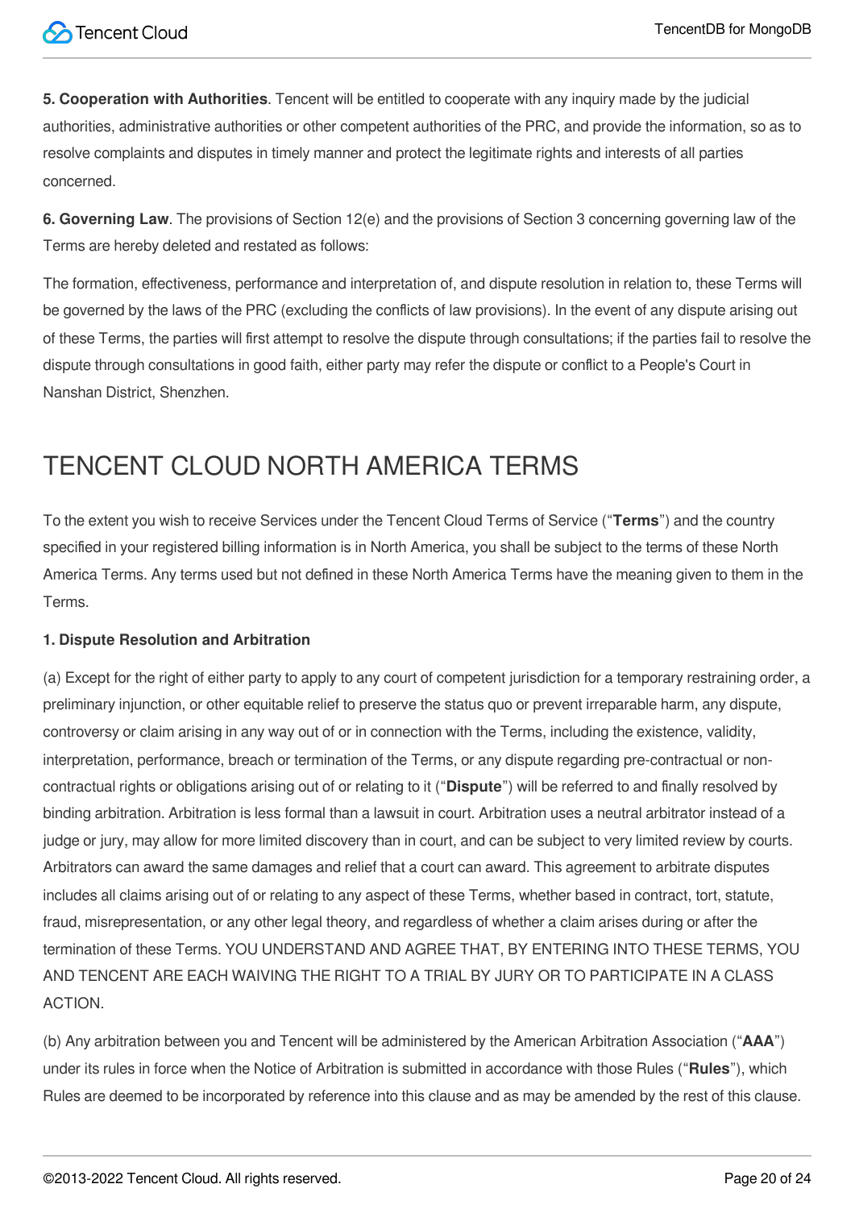**5. Cooperation with Authorities**. Tencent will be entitled to cooperate with any inquiry made by the judicial authorities, administrative authorities or other competent authorities of the PRC, and provide the information, so as to resolve complaints and disputes in timely manner and protect the legitimate rights and interests of all parties concerned.

**6. Governing Law**. The provisions of Section 12(e) and the provisions of Section 3 concerning governing law of the Terms are hereby deleted and restated as follows:

The formation, effectiveness, performance and interpretation of, and dispute resolution in relation to, these Terms will be governed by the laws of the PRC (excluding the conflicts of law provisions). In the event of any dispute arising out of these Terms, the parties will first attempt to resolve the dispute through consultations; if the parties fail to resolve the dispute through consultations in good faith, either party may refer the dispute or conflict to a People's Court in Nanshan District, Shenzhen.

# TENCENT CLOUD NORTH AMERICA TERMS

To the extent you wish to receive Services under the Tencent Cloud Terms of Service ("**Terms**") and the country specified in your registered billing information is in North America, you shall be subject to the terms of these North America Terms. Any terms used but not defined in these North America Terms have the meaning given to them in the Terms.

**1. Dispute Resolution and Arbitration**

(a) Except for the right of either party to apply to any court of competent jurisdiction for a temporary restraining order, a preliminary injunction, or other equitable relief to preserve the status quo or prevent irreparable harm, any dispute, controversy or claim arising in any way out of or in connection with the Terms, including the existence, validity, interpretation, performance, breach or termination of the Terms, or any dispute regarding pre-contractual or non-contractual rights or obligations arising out of or relating to it ("**Dispute**") will be referred to and finally resolved by binding arbitration. Arbitration is less formal than a lawsuit in court. Arbitration uses a neutral arbitrator instead of a judge or jury, may allow for more limited discovery than in court, and can be subject to very limited review by courts. Arbitrators can award the same damages and relief that a court can award. This agreement to arbitrate disputes includes all claims arising out of or relating to any aspect of these Terms, whether based in contract, tort, statute, fraud, misrepresentation, or any other legal theory, and regardless of whether a claim arises during or after the termination of these Terms. YOU UNDERSTAND AND AGREE THAT, BY ENTERING INTO THESE TERMS, YOU AND TENCENT ARE EACH WAIVING THE RIGHT TO A TRIAL BY JURY OR TO PARTICIPATE IN A CLASS ACTION.

(b) Any arbitration between you and Tencent will be administered by the American Arbitration Association ("**AAA**") under its rules in force when the Notice of Arbitration is submitted in accordance with those Rules ("**Rules**"), which Rules are deemed to be incorporated by reference into this clause and as may be amended by the rest of this clause.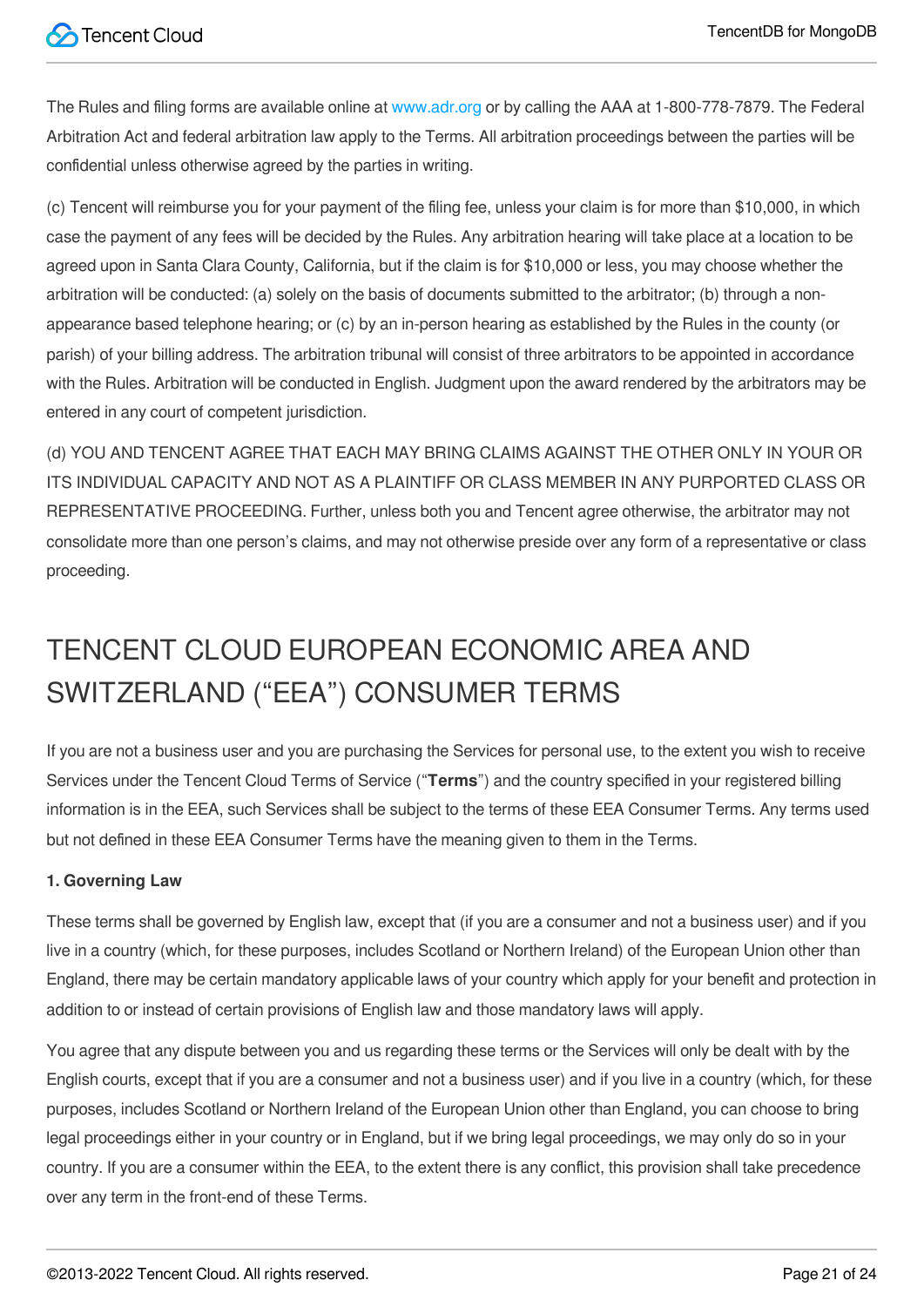The Rules and filing forms are available online at www.adr.org or by calling the AAA at 1-800-778-7879. The Federal Arbitration Act and federal arbitration law apply to the Terms. All arbitration proceedings between the parties will be confidential unless otherwise agreed by the parties in writing.

(c) Tencent will reimburse you for your payment of the filing fee, unless your claim is for more than $10,000, in which case the payment of any fees will be decided by the Rules. Any arbitration hearing will take place at a location to be agreed upon in Santa Clara County, California, but if the claim is for $10,000 or less, you may choose whether the arbitration will be conducted: (a) solely on the basis of documents submitted to the arbitrator; (b) through a non-appearance based telephone hearing; or (c) by an in-person hearing as established by the Rules in the county (or parish) of your billing address. The arbitration tribunal will consist of three arbitrators to be appointed in accordance with the Rules. Arbitration will be conducted in English. Judgment upon the award rendered by the arbitrators may be entered in any court of competent jurisdiction.

(d) YOU AND TENCENT AGREE THAT EACH MAY BRING CLAIMS AGAINST THE OTHER ONLY IN YOUR OR ITS INDIVIDUAL CAPACITY AND NOT AS A PLAINTIFF OR CLASS MEMBER IN ANY PURPORTED CLASS OR REPRESENTATIVE PROCEEDING. Further, unless both you and Tencent agree otherwise, the arbitrator may not consolidate more than one person's claims, and may not otherwise preside over any form of a representative or class proceeding.

# TENCENT CLOUD EUROPEAN ECONOMIC AREA AND SWITZERLAND ("EEA") CONSUMER TERMS

If you are not a business user and you are purchasing the Services for personal use, to the extent you wish to receive Services under the Tencent Cloud Terms of Service ("**Terms**") and the country specified in your registered billing information is in the EEA, such Services shall be subject to the terms of these EEA Consumer Terms. Any terms used but not defined in these EEA Consumer Terms have the meaning given to them in the Terms.

**1. Governing Law**

These terms shall be governed by English law, except that (if you are a consumer and not a business user) and if you live in a country (which, for these purposes, includes Scotland or Northern Ireland) of the European Union other than England, there may be certain mandatory applicable laws of your country which apply for your benefit and protection in addition to or instead of certain provisions of English law and those mandatory laws will apply.

You agree that any dispute between you and us regarding these terms or the Services will only be dealt with by the English courts, except that if you are a consumer and not a business user) and if you live in a country (which, for these purposes, includes Scotland or Northern Ireland of the European Union other than England, you can choose to bring legal proceedings either in your country or in England, but if we bring legal proceedings, we may only do so in your country. If you are a consumer within the EEA, to the extent there is any conflict, this provision shall take precedence over any term in the front-end of these Terms.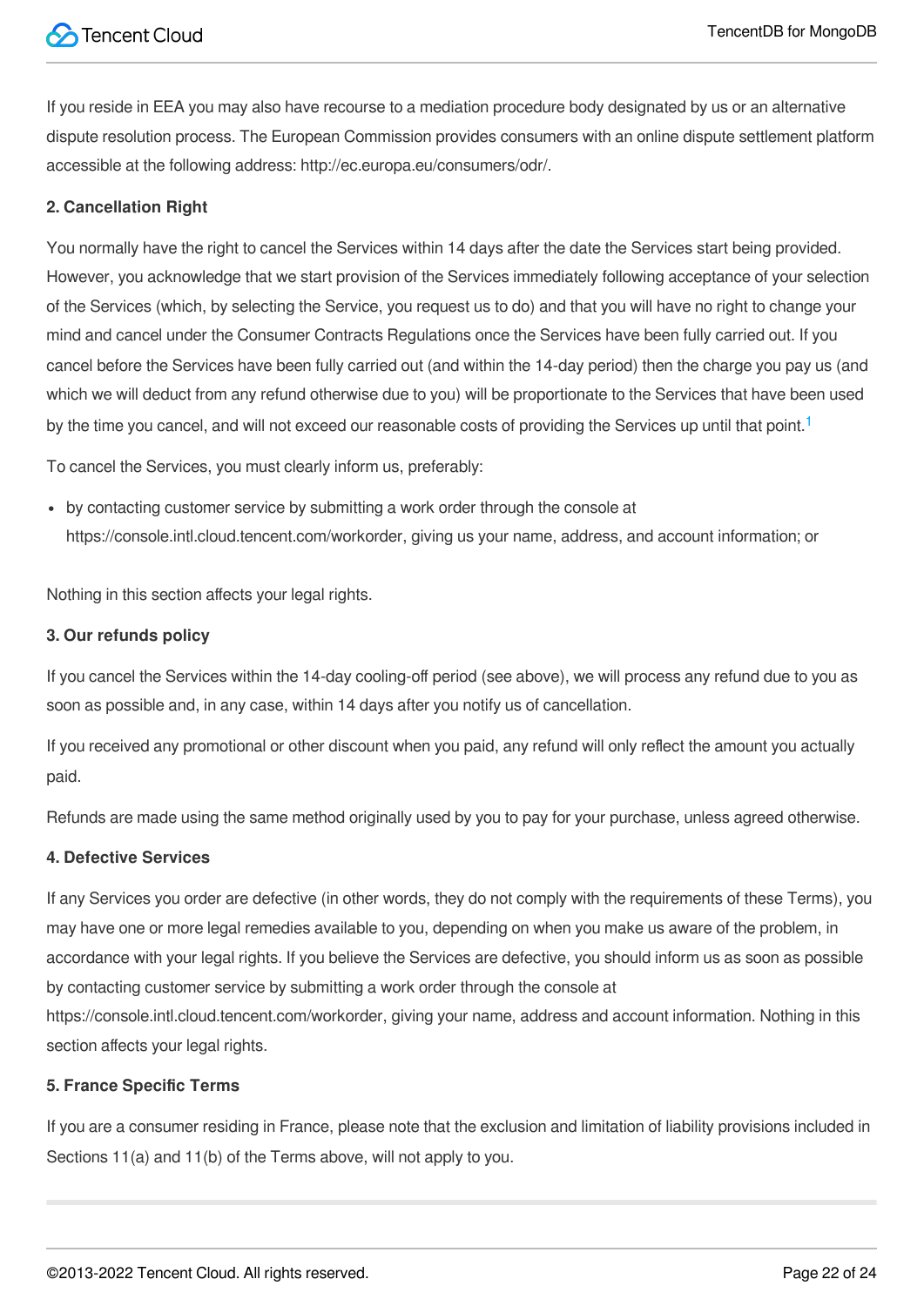If you reside in EEA you may also have recourse to a mediation procedure body designated by us or an alternative dispute resolution process. The European Commission provides consumers with an online dispute settlement platform accessible at the following address: http://ec.europa.eu/consumers/odr/.

**2. Cancellation Right**

You normally have the right to cancel the Services within 14 days after the date the Services start being provided. However, you acknowledge that we start provision of the Services immediately following acceptance of your selection of the Services (which, by selecting the Service, you request us to do) and that you will have no right to change your mind and cancel under the Consumer Contracts Regulations once the Services have been fully carried out. If you cancel before the Services have been fully carried out (and within the 14-day period) then the charge you pay us (and which we will deduct from any refund otherwise due to you) will be proportionate to the Services that have been used by the time you cancel, and will not exceed our reasonable costs of providing the Services up until that point.[1]

To cancel the Services, you must clearly inform us, preferably:

- by contacting customer service by submitting a work order through the console at https://console.intl.cloud.tencent.com/workorder, giving us your name, address, and account information; or

Nothing in this section affects your legal rights.

**3. Our refunds policy**

If you cancel the Services within the 14-day cooling-off period (see above), we will process any refund due to you as soon as possible and, in any case, within 14 days after you notify us of cancellation.

If you received any promotional or other discount when you paid, any refund will only reflect the amount you actually paid.

Refunds are made using the same method originally used by you to pay for your purchase, unless agreed otherwise.

**4. Defective Services**

If any Services you order are defective (in other words, they do not comply with the requirements of these Terms), you may have one or more legal remedies available to you, depending on when you make us aware of the problem, in accordance with your legal rights. If you believe the Services are defective, you should inform us as soon as possible by contacting customer service by submitting a work order through the console at https://console.intl.cloud.tencent.com/workorder, giving your name, address and account information. Nothing in this section affects your legal rights.

**5. France Specific Terms**

If you are a consumer residing in France, please note that the exclusion and limitation of liability provisions included in Sections 11(a) and 11(b) of the Terms above, will not apply to you.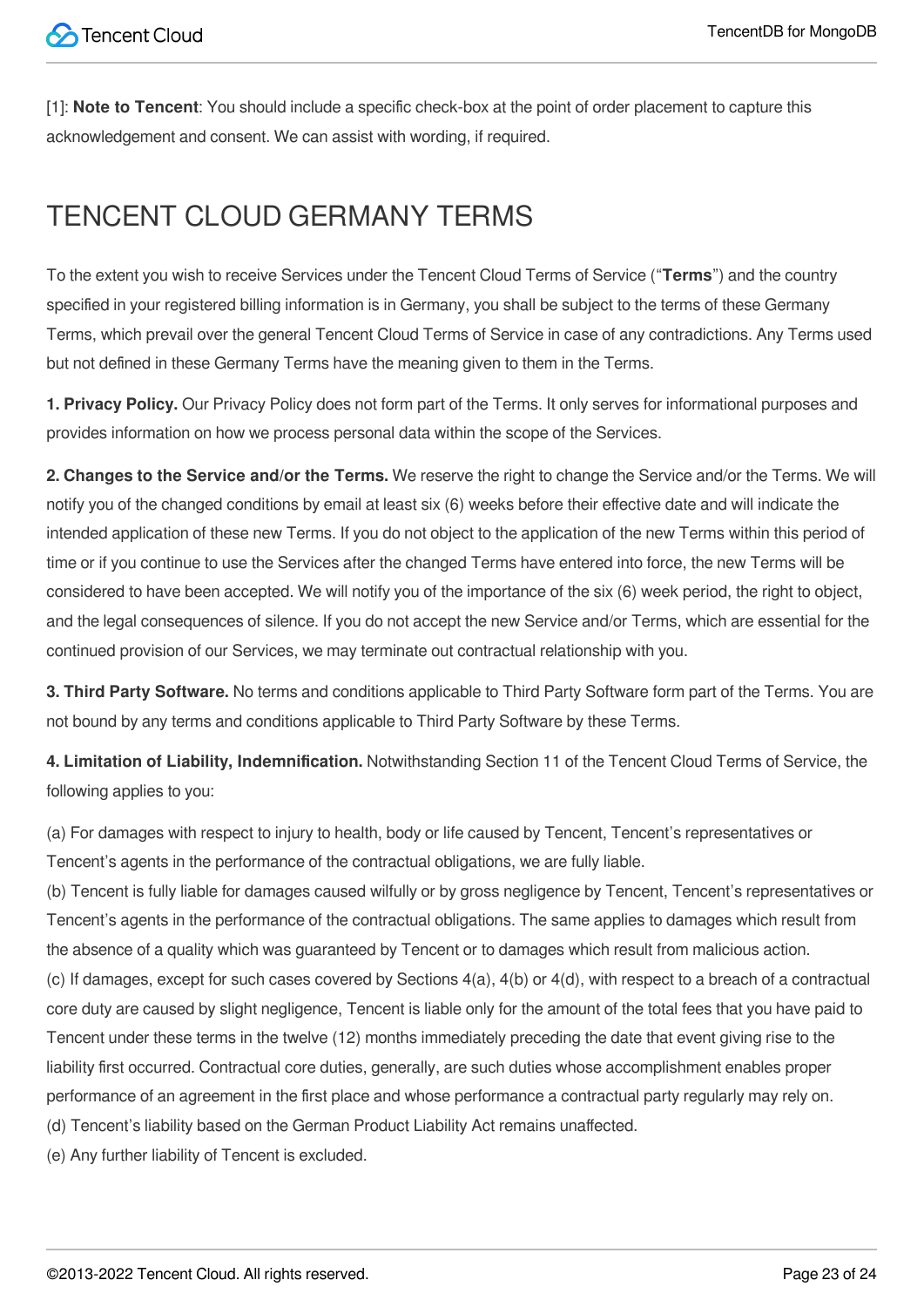[1]: **Note to Tencent**: You should include a specific check-box at the point of order placement to capture this acknowledgement and consent. We can assist with wording, if required.

# TENCENT CLOUD GERMANY TERMS

To the extent you wish to receive Services under the Tencent Cloud Terms of Service ("**Terms**") and the country specified in your registered billing information is in Germany, you shall be subject to the terms of these Germany Terms, which prevail over the general Tencent Cloud Terms of Service in case of any contradictions. Any Terms used but not defined in these Germany Terms have the meaning given to them in the Terms.

**1. Privacy Policy.** Our Privacy Policy does not form part of the Terms. It only serves for informational purposes and provides information on how we process personal data within the scope of the Services.

**2. Changes to the Service and/or the Terms.** We reserve the right to change the Service and/or the Terms. We will notify you of the changed conditions by email at least six (6) weeks before their effective date and will indicate the intended application of these new Terms. If you do not object to the application of the new Terms within this period of time or if you continue to use the Services after the changed Terms have entered into force, the new Terms will be considered to have been accepted. We will notify you of the importance of the six (6) week period, the right to object, and the legal consequences of silence. If you do not accept the new Service and/or Terms, which are essential for the continued provision of our Services, we may terminate out contractual relationship with you.

**3. Third Party Software.** No terms and conditions applicable to Third Party Software form part of the Terms. You are not bound by any terms and conditions applicable to Third Party Software by these Terms.

**4. Limitation of Liability, Indemnification.** Notwithstanding Section 11 of the Tencent Cloud Terms of Service, the following applies to you:

(a) For damages with respect to injury to health, body or life caused by Tencent, Tencent's representatives or Tencent's agents in the performance of the contractual obligations, we are fully liable.
(b) Tencent is fully liable for damages caused wilfully or by gross negligence by Tencent, Tencent's representatives or Tencent's agents in the performance of the contractual obligations. The same applies to damages which result from the absence of a quality which was guaranteed by Tencent or to damages which result from malicious action.
(c) If damages, except for such cases covered by Sections 4(a), 4(b) or 4(d), with respect to a breach of a contractual core duty are caused by slight negligence, Tencent is liable only for the amount of the total fees that you have paid to Tencent under these terms in the twelve (12) months immediately preceding the date that event giving rise to the liability first occurred. Contractual core duties, generally, are such duties whose accomplishment enables proper performance of an agreement in the first place and whose performance a contractual party regularly may rely on.
(d) Tencent's liability based on the German Product Liability Act remains unaffected.
(e) Any further liability of Tencent is excluded.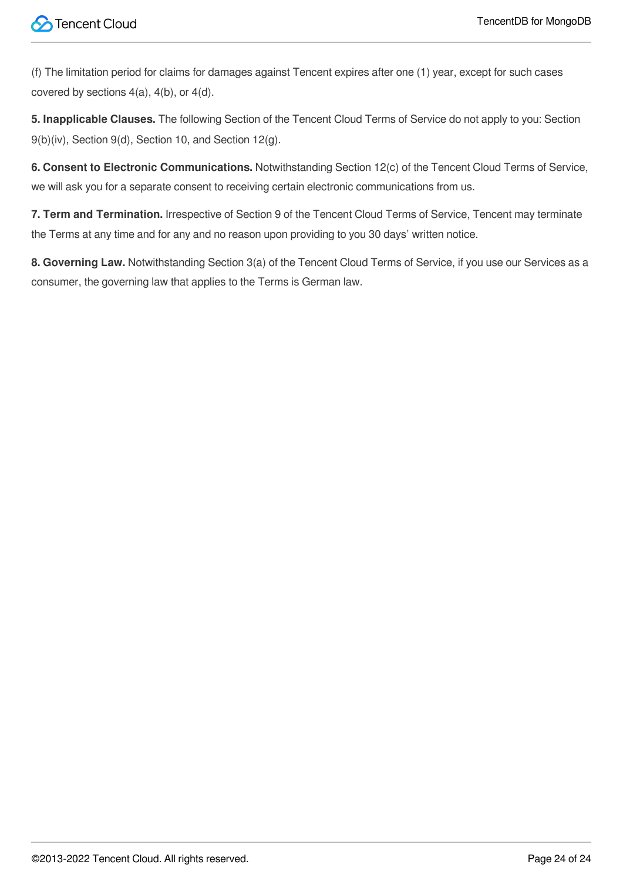(f) The limitation period for claims for damages against Tencent expires after one (1) year, except for such cases covered by sections 4(a), 4(b), or 4(d).

**5. Inapplicable Clauses.** The following Section of the Tencent Cloud Terms of Service do not apply to you: Section 9(b)(iv), Section 9(d), Section 10, and Section 12(g).

**6. Consent to Electronic Communications.** Notwithstanding Section 12(c) of the Tencent Cloud Terms of Service, we will ask you for a separate consent to receiving certain electronic communications from us.

**7. Term and Termination.** Irrespective of Section 9 of the Tencent Cloud Terms of Service, Tencent may terminate the Terms at any time and for any and no reason upon providing to you 30 days' written notice.

**8. Governing Law.** Notwithstanding Section 3(a) of the Tencent Cloud Terms of Service, if you use our Services as a consumer, the governing law that applies to the Terms is German law.